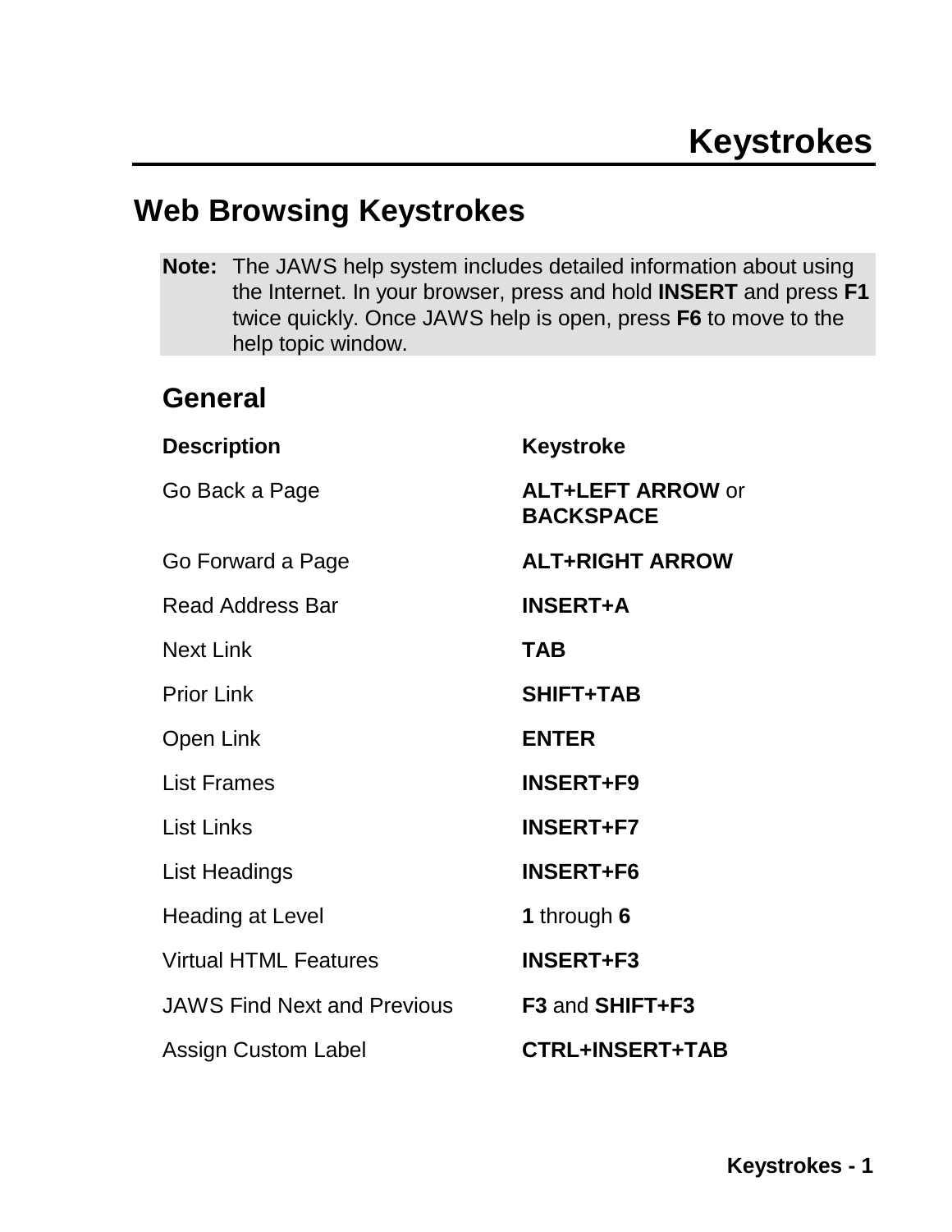# Keystrokes

## Web Browsing Keystrokes

**Note:** The JAWS help system includes detailed information about using the Internet. In your browser, press and hold **INSERT** and press **F1** twice quickly. Once JAWS help is open, press **F6** to move to the help topic window.

### General

| Description | Keystroke |
|---|---|
| Go Back a Page | **ALT+LEFT ARROW** or **BACKSPACE** |
| Go Forward a Page | **ALT+RIGHT ARROW** |
| Read Address Bar | **INSERT+A** |
| Next Link | **TAB** |
| Prior Link | **SHIFT+TAB** |
| Open Link | **ENTER** |
| List Frames | **INSERT+F9** |
| List Links | **INSERT+F7** |
| List Headings | **INSERT+F6** |
| Heading at Level | **1** through **6** |
| Virtual HTML Features | **INSERT+F3** |
| JAWS Find Next and Previous | **F3** and **SHIFT+F3** |
| Assign Custom Label | **CTRL+INSERT+TAB** |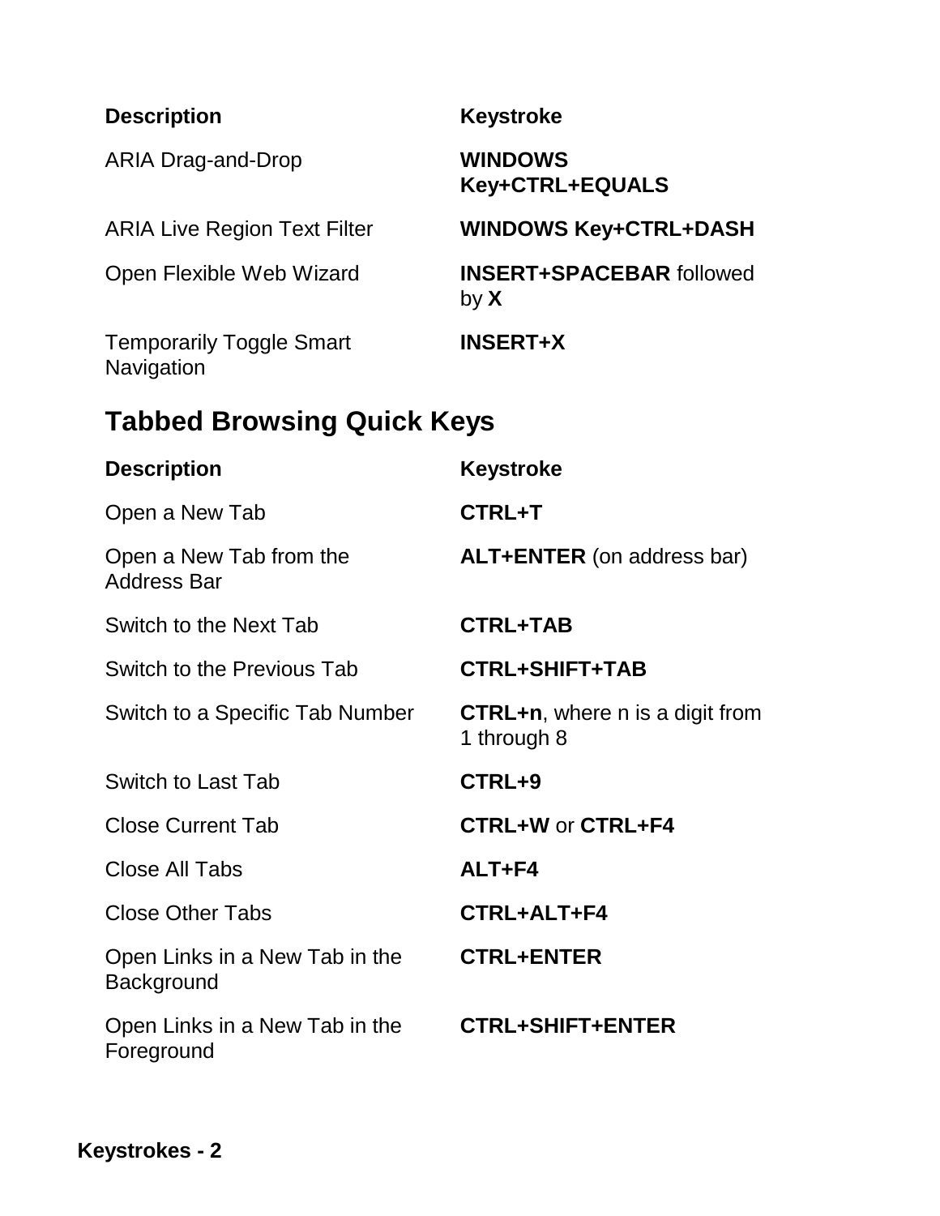| Description | Keystroke |
| --- | --- |
| ARIA Drag-and-Drop | **WINDOWS Key+CTRL+EQUALS** |
| ARIA Live Region Text Filter | **WINDOWS Key+CTRL+DASH** |
| Open Flexible Web Wizard | **INSERT+SPACEBAR** followed by **X** |
| Temporarily Toggle Smart Navigation | **INSERT+X** |

## Tabbed Browsing Quick Keys

| Description | Keystroke |
| --- | --- |
| Open a New Tab | **CTRL+T** |
| Open a New Tab from the Address Bar | **ALT+ENTER** (on address bar) |
| Switch to the Next Tab | **CTRL+TAB** |
| Switch to the Previous Tab | **CTRL+SHIFT+TAB** |
| Switch to a Specific Tab Number | **CTRL+n**, where n is a digit from 1 through 8 |
| Switch to Last Tab | **CTRL+9** |
| Close Current Tab | **CTRL+W** or **CTRL+F4** |
| Close All Tabs | **ALT+F4** |
| Close Other Tabs | **CTRL+ALT+F4** |
| Open Links in a New Tab in the Background | **CTRL+ENTER** |
| Open Links in a New Tab in the Foreground | **CTRL+SHIFT+ENTER** |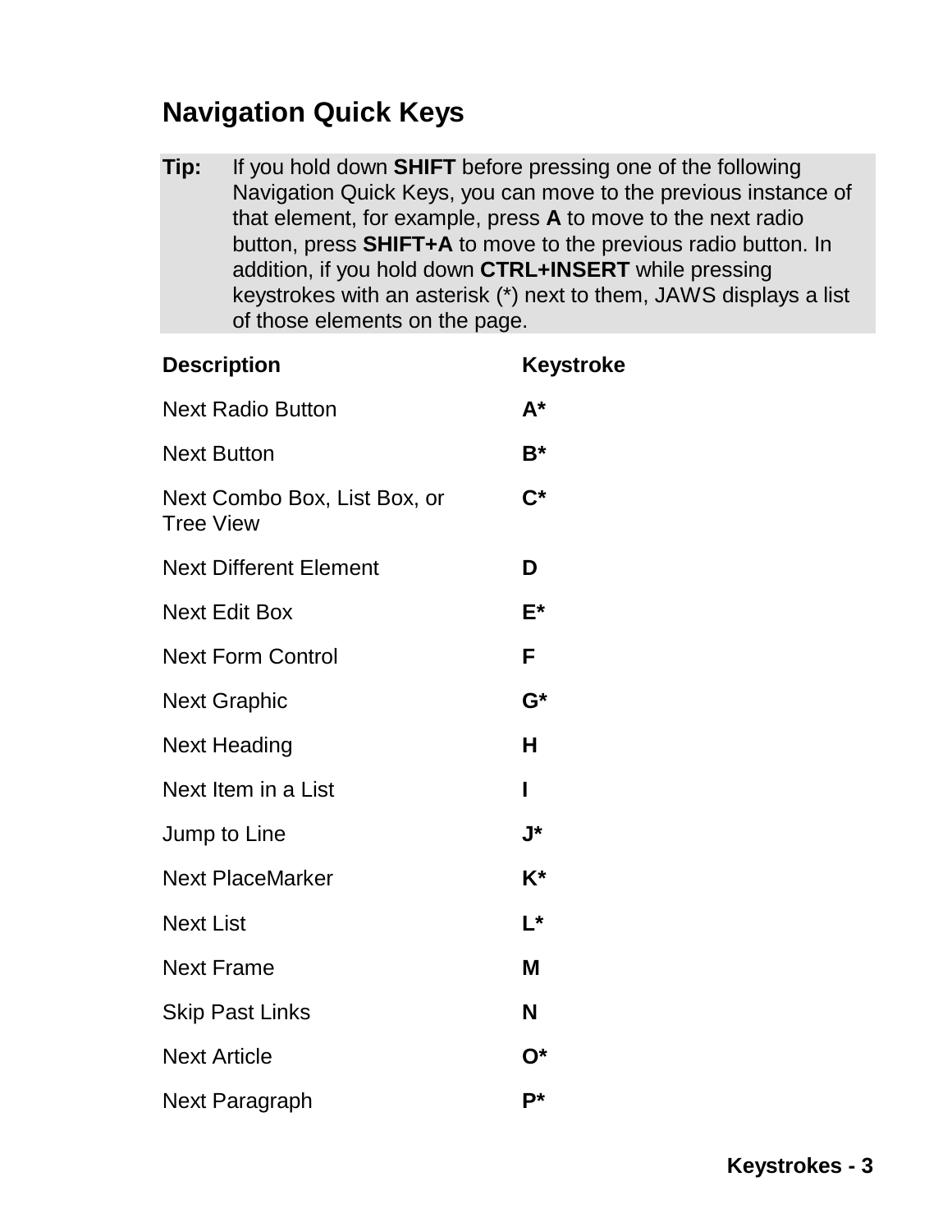## Navigation Quick Keys

**Tip:** If you hold down **SHIFT** before pressing one of the following Navigation Quick Keys, you can move to the previous instance of that element, for example, press **A** to move to the next radio button, press **SHIFT+A** to move to the previous radio button. In addition, if you hold down **CTRL+INSERT** while pressing keystrokes with an asterisk (*) next to them, JAWS displays a list of those elements on the page.

| Description | Keystroke |
|---|---|
| Next Radio Button | **A*** |
| Next Button | **B*** |
| Next Combo Box, List Box, or Tree View | **C*** |
| Next Different Element | **D** |
| Next Edit Box | **E*** |
| Next Form Control | **F** |
| Next Graphic | **G*** |
| Next Heading | **H** |
| Next Item in a List | **I** |
| Jump to Line | **J*** |
| Next PlaceMarker | **K*** |
| Next List | **L*** |
| Next Frame | **M** |
| Skip Past Links | **N** |
| Next Article | **O*** |
| Next Paragraph | **P*** |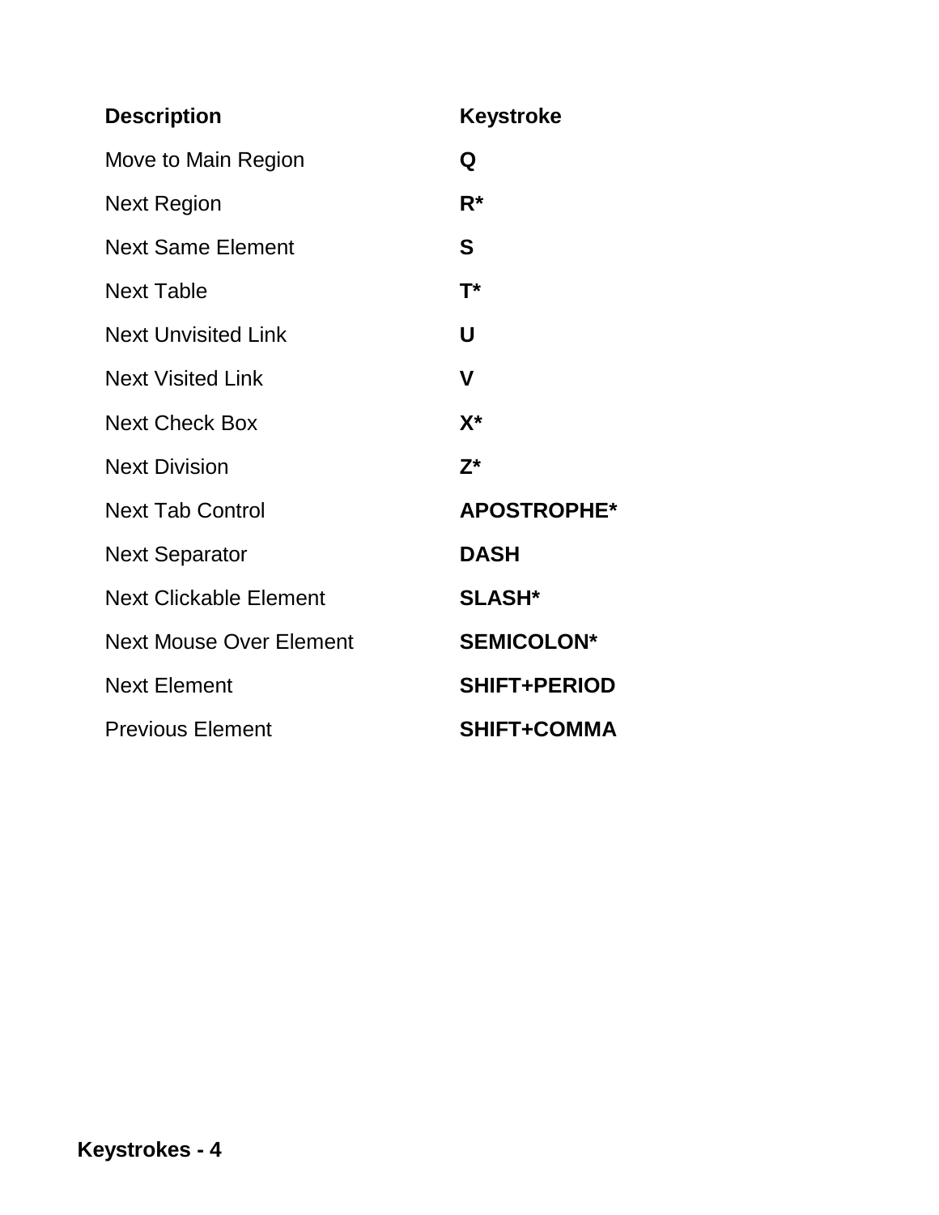| Description | Keystroke |
| --- | --- |
| Move to Main Region | **Q** |
| Next Region | **R*** |
| Next Same Element | **S** |
| Next Table | **T*** |
| Next Unvisited Link | **U** |
| Next Visited Link | **V** |
| Next Check Box | **X*** |
| Next Division | **Z*** |
| Next Tab Control | **APOSTROPHE*** |
| Next Separator | **DASH** |
| Next Clickable Element | **SLASH*** |
| Next Mouse Over Element | **SEMICOLON*** |
| Next Element | **SHIFT+PERIOD** |
| Previous Element | **SHIFT+COMMA** |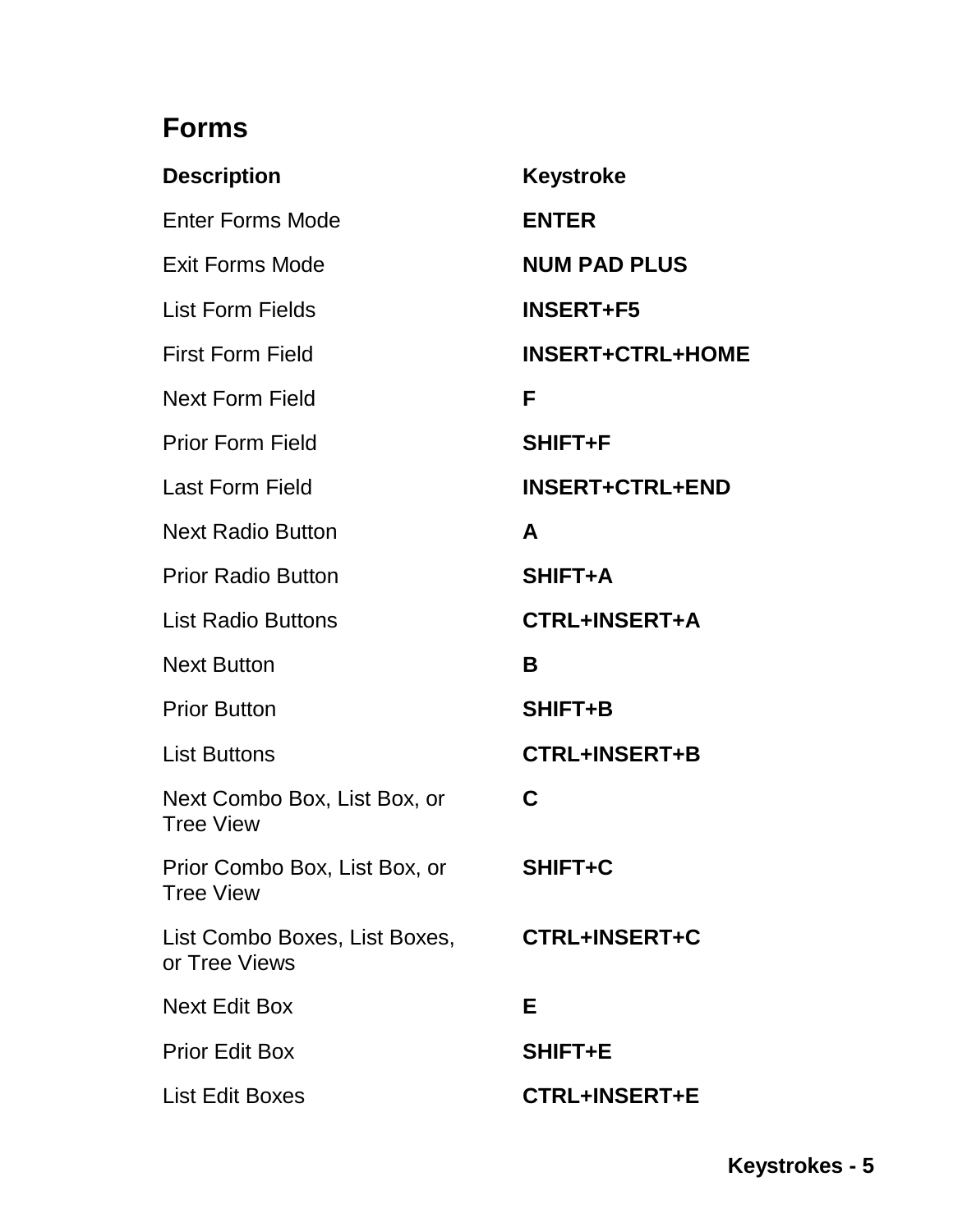## Forms

| Description | Keystroke |
| --- | --- |
| Enter Forms Mode | **ENTER** |
| Exit Forms Mode | **NUM PAD PLUS** |
| List Form Fields | **INSERT+F5** |
| First Form Field | **INSERT+CTRL+HOME** |
| Next Form Field | **F** |
| Prior Form Field | **SHIFT+F** |
| Last Form Field | **INSERT+CTRL+END** |
| Next Radio Button | **A** |
| Prior Radio Button | **SHIFT+A** |
| List Radio Buttons | **CTRL+INSERT+A** |
| Next Button | **B** |
| Prior Button | **SHIFT+B** |
| List Buttons | **CTRL+INSERT+B** |
| Next Combo Box, List Box, or Tree View | **C** |
| Prior Combo Box, List Box, or Tree View | **SHIFT+C** |
| List Combo Boxes, List Boxes, or Tree Views | **CTRL+INSERT+C** |
| Next Edit Box | **E** |
| Prior Edit Box | **SHIFT+E** |
| List Edit Boxes | **CTRL+INSERT+E** |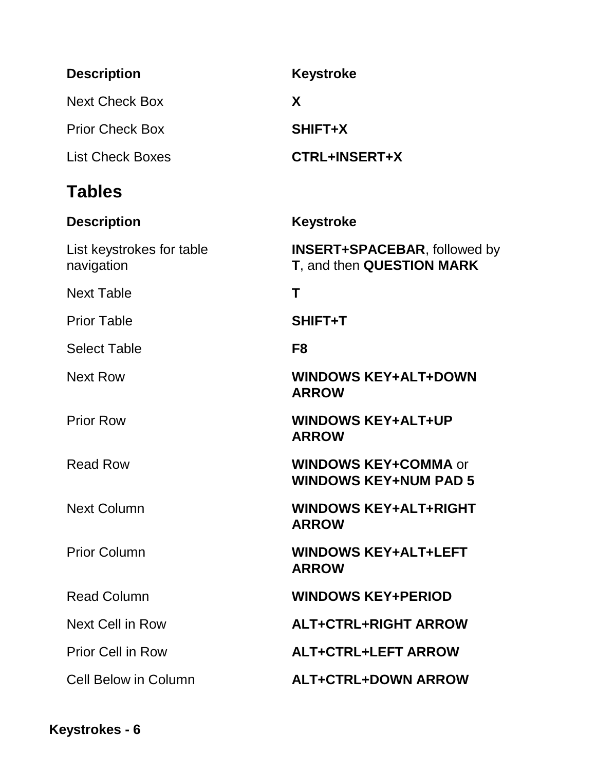| Description | Keystroke |
| --- | --- |
| Next Check Box | **X** |
| Prior Check Box | **SHIFT+X** |
| List Check Boxes | **CTRL+INSERT+X** |

## Tables

| Description | Keystroke |
| --- | --- |
| List keystrokes for table navigation | **INSERT+SPACEBAR**, followed by **T**, and then **QUESTION MARK** |
| Next Table | **T** |
| Prior Table | **SHIFT+T** |
| Select Table | **F8** |
| Next Row | **WINDOWS KEY+ALT+DOWN ARROW** |
| Prior Row | **WINDOWS KEY+ALT+UP ARROW** |
| Read Row | **WINDOWS KEY+COMMA** or **WINDOWS KEY+NUM PAD 5** |
| Next Column | **WINDOWS KEY+ALT+RIGHT ARROW** |
| Prior Column | **WINDOWS KEY+ALT+LEFT ARROW** |
| Read Column | **WINDOWS KEY+PERIOD** |
| Next Cell in Row | **ALT+CTRL+RIGHT ARROW** |
| Prior Cell in Row | **ALT+CTRL+LEFT ARROW** |
| Cell Below in Column | **ALT+CTRL+DOWN ARROW** |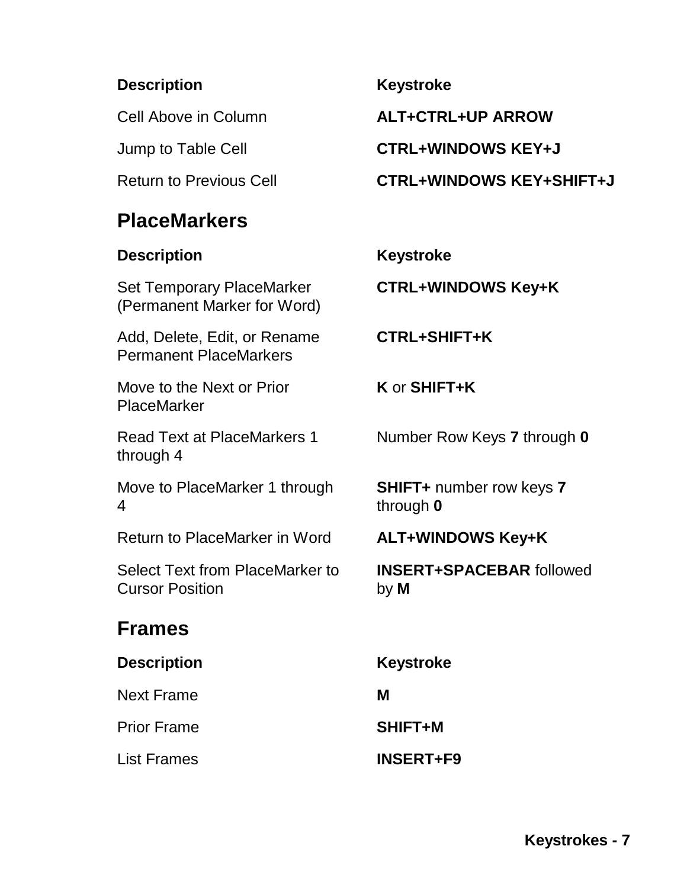| Description | Keystroke |
| --- | --- |
| Cell Above in Column | **ALT+CTRL+UP ARROW** |
| Jump to Table Cell | **CTRL+WINDOWS KEY+J** |
| Return to Previous Cell | **CTRL+WINDOWS KEY+SHIFT+J** |

## PlaceMarkers

| Description | Keystroke |
| --- | --- |
| Set Temporary PlaceMarker (Permanent Marker for Word) | **CTRL+WINDOWS Key+K** |
| Add, Delete, Edit, or Rename Permanent PlaceMarkers | **CTRL+SHIFT+K** |
| Move to the Next or Prior PlaceMarker | **K** or **SHIFT+K** |
| Read Text at PlaceMarkers 1 through 4 | Number Row Keys **7** through **0** |
| Move to PlaceMarker 1 through 4 | **SHIFT+** number row keys **7** through **0** |
| Return to PlaceMarker in Word | **ALT+WINDOWS Key+K** |
| Select Text from PlaceMarker to Cursor Position | **INSERT+SPACEBAR** followed by **M** |

## Frames

| Description | Keystroke |
| --- | --- |
| Next Frame | **M** |
| Prior Frame | **SHIFT+M** |
| List Frames | **INSERT+F9** |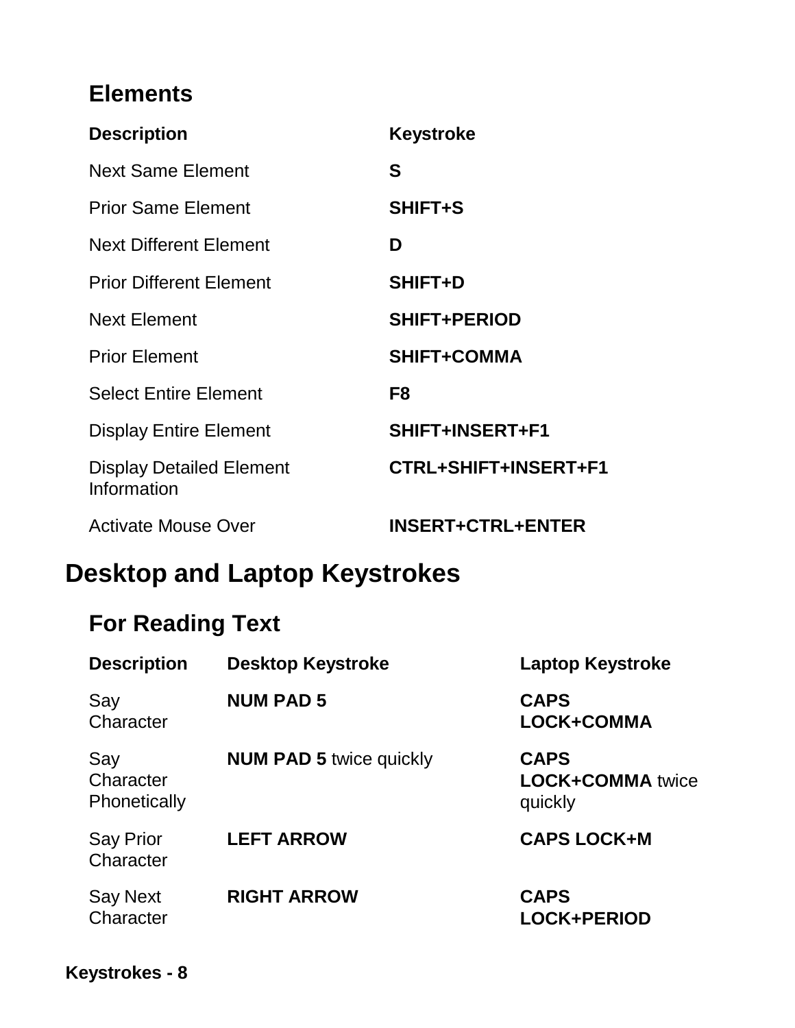### Elements

| Description | Keystroke |
| --- | --- |
| Next Same Element | **S** |
| Prior Same Element | **SHIFT+S** |
| Next Different Element | **D** |
| Prior Different Element | **SHIFT+D** |
| Next Element | **SHIFT+PERIOD** |
| Prior Element | **SHIFT+COMMA** |
| Select Entire Element | **F8** |
| Display Entire Element | **SHIFT+INSERT+F1** |
| Display Detailed Element Information | **CTRL+SHIFT+INSERT+F1** |
| Activate Mouse Over | **INSERT+CTRL+ENTER** |

## Desktop and Laptop Keystrokes

### For Reading Text

| Description | Desktop Keystroke | Laptop Keystroke |
| --- | --- | --- |
| Say Character | **NUM PAD 5** | **CAPS LOCK+COMMA** |
| Say Character Phonetically | **NUM PAD 5** twice quickly | **CAPS LOCK+COMMA** twice quickly |
| Say Prior Character | **LEFT ARROW** | **CAPS LOCK+M** |
| Say Next Character | **RIGHT ARROW** | **CAPS LOCK+PERIOD** |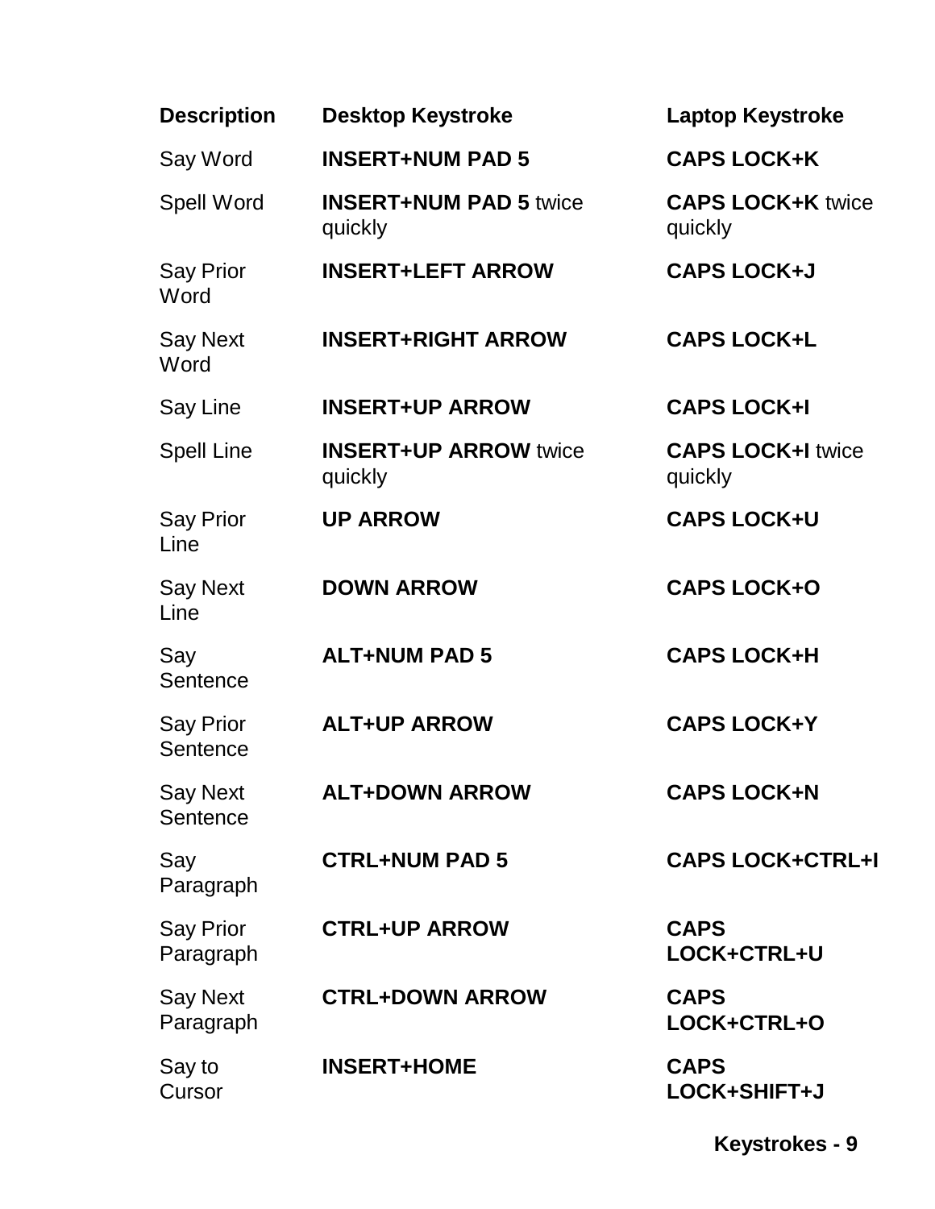| Description | Desktop Keystroke | Laptop Keystroke |
|---|---|---|
| Say Word | **INSERT+NUM PAD 5** | **CAPS LOCK+K** |
| Spell Word | **INSERT+NUM PAD 5** twice quickly | **CAPS LOCK+K** twice quickly |
| Say Prior Word | **INSERT+LEFT ARROW** | **CAPS LOCK+J** |
| Say Next Word | **INSERT+RIGHT ARROW** | **CAPS LOCK+L** |
| Say Line | **INSERT+UP ARROW** | **CAPS LOCK+I** |
| Spell Line | **INSERT+UP ARROW** twice quickly | **CAPS LOCK+I** twice quickly |
| Say Prior Line | **UP ARROW** | **CAPS LOCK+U** |
| Say Next Line | **DOWN ARROW** | **CAPS LOCK+O** |
| Say Sentence | **ALT+NUM PAD 5** | **CAPS LOCK+H** |
| Say Prior Sentence | **ALT+UP ARROW** | **CAPS LOCK+Y** |
| Say Next Sentence | **ALT+DOWN ARROW** | **CAPS LOCK+N** |
| Say Paragraph | **CTRL+NUM PAD 5** | **CAPS LOCK+CTRL+I** |
| Say Prior Paragraph | **CTRL+UP ARROW** | **CAPS LOCK+CTRL+U** |
| Say Next Paragraph | **CTRL+DOWN ARROW** | **CAPS LOCK+CTRL+O** |
| Say to Cursor | **INSERT+HOME** | **CAPS LOCK+SHIFT+J** |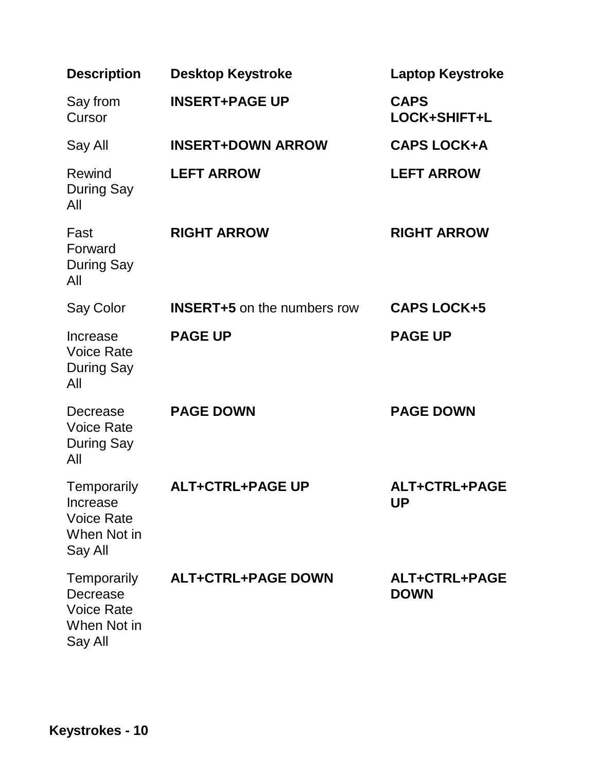| Description | Desktop Keystroke | Laptop Keystroke |
|---|---|---|
| Say from Cursor | **INSERT+PAGE UP** | **CAPS LOCK+SHIFT+L** |
| Say All | **INSERT+DOWN ARROW** | **CAPS LOCK+A** |
| Rewind During Say All | **LEFT ARROW** | **LEFT ARROW** |
| Fast Forward During Say All | **RIGHT ARROW** | **RIGHT ARROW** |
| Say Color | **INSERT+5** on the numbers row | **CAPS LOCK+5** |
| Increase Voice Rate During Say All | **PAGE UP** | **PAGE UP** |
| Decrease Voice Rate During Say All | **PAGE DOWN** | **PAGE DOWN** |
| Temporarily Increase Voice Rate When Not in Say All | **ALT+CTRL+PAGE UP** | **ALT+CTRL+PAGE UP** |
| Temporarily Decrease Voice Rate When Not in Say All | **ALT+CTRL+PAGE DOWN** | **ALT+CTRL+PAGE DOWN** |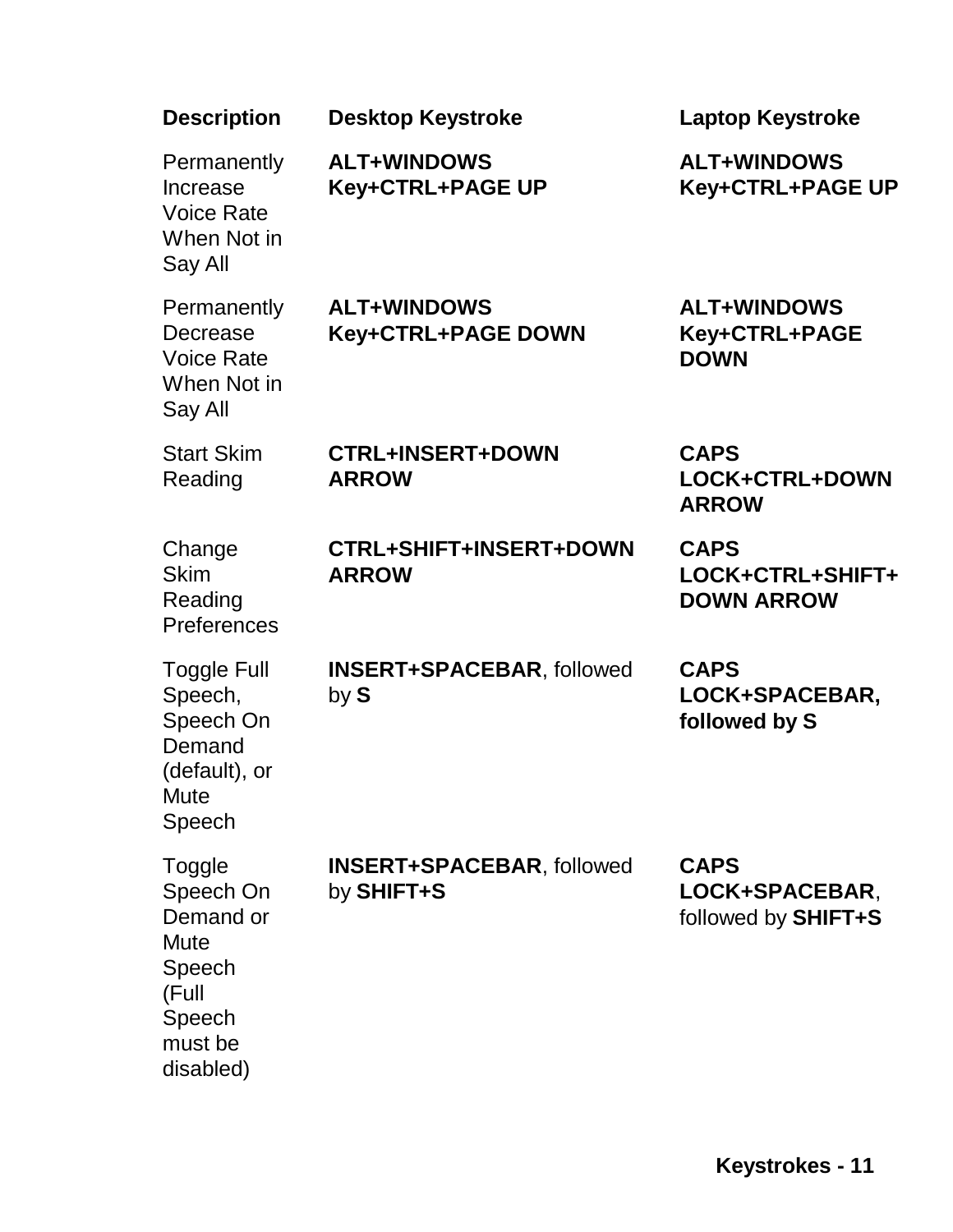| Description | Desktop Keystroke | Laptop Keystroke |
|---|---|---|
| Permanently Increase Voice Rate When Not in Say All | **ALT+WINDOWS Key+CTRL+PAGE UP** | **ALT+WINDOWS Key+CTRL+PAGE UP** |
| Permanently Decrease Voice Rate When Not in Say All | **ALT+WINDOWS Key+CTRL+PAGE DOWN** | **ALT+WINDOWS Key+CTRL+PAGE DOWN** |
| Start Skim Reading | **CTRL+INSERT+DOWN ARROW** | **CAPS LOCK+CTRL+DOWN ARROW** |
| Change Skim Reading Preferences | **CTRL+SHIFT+INSERT+DOWN ARROW** | **CAPS LOCK+CTRL+SHIFT+ DOWN ARROW** |
| Toggle Full Speech, Speech On Demand (default), or Mute Speech | **INSERT+SPACEBAR**, followed by **S** | **CAPS LOCK+SPACEBAR, followed by S** |
| Toggle Speech On Demand or Mute Speech (Full Speech must be disabled) | **INSERT+SPACEBAR**, followed by **SHIFT+S** | **CAPS LOCK+SPACEBAR**, followed by **SHIFT+S** |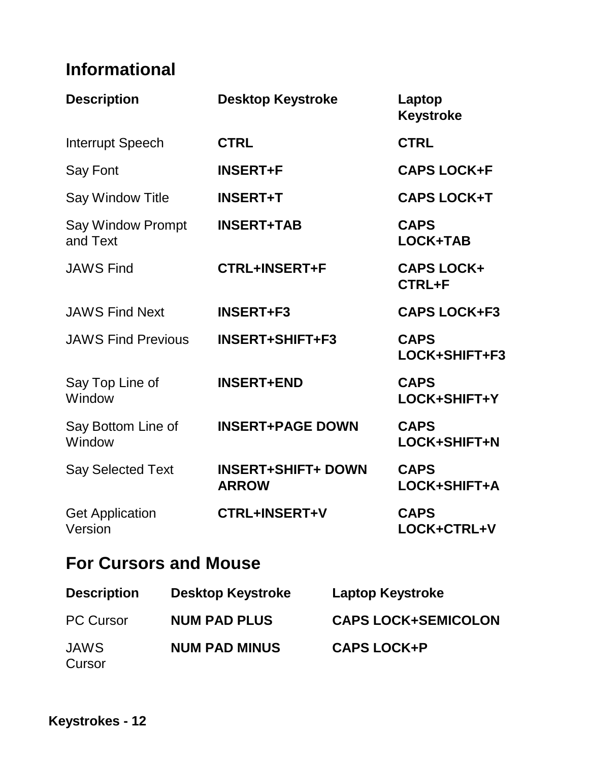## Informational

| Description | Desktop Keystroke | Laptop Keystroke |
|---|---|---|
| Interrupt Speech | **CTRL** | **CTRL** |
| Say Font | **INSERT+F** | **CAPS LOCK+F** |
| Say Window Title | **INSERT+T** | **CAPS LOCK+T** |
| Say Window Prompt and Text | **INSERT+TAB** | **CAPS LOCK+TAB** |
| JAWS Find | **CTRL+INSERT+F** | **CAPS LOCK+ CTRL+F** |
| JAWS Find Next | **INSERT+F3** | **CAPS LOCK+F3** |
| JAWS Find Previous | **INSERT+SHIFT+F3** | **CAPS LOCK+SHIFT+F3** |
| Say Top Line of Window | **INSERT+END** | **CAPS LOCK+SHIFT+Y** |
| Say Bottom Line of Window | **INSERT+PAGE DOWN** | **CAPS LOCK+SHIFT+N** |
| Say Selected Text | **INSERT+SHIFT+ DOWN ARROW** | **CAPS LOCK+SHIFT+A** |
| Get Application Version | **CTRL+INSERT+V** | **CAPS LOCK+CTRL+V** |

## For Cursors and Mouse

| Description | Desktop Keystroke | Laptop Keystroke |
|---|---|---|
| PC Cursor | **NUM PAD PLUS** | **CAPS LOCK+SEMICOLON** |
| JAWS Cursor | **NUM PAD MINUS** | **CAPS LOCK+P** |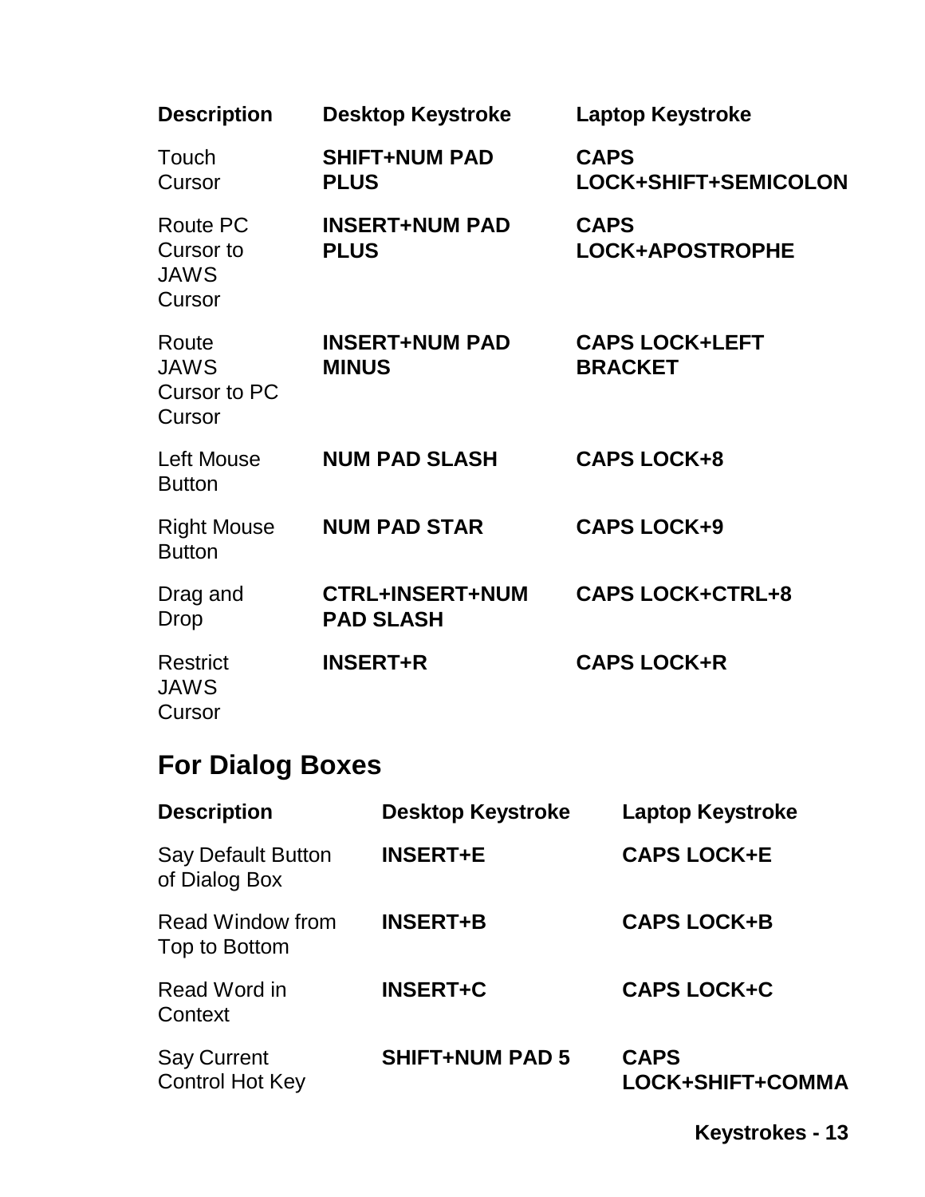| Description | Desktop Keystroke | Laptop Keystroke |
| --- | --- | --- |
| Touch Cursor | **SHIFT+NUM PAD PLUS** | **CAPS LOCK+SHIFT+SEMICOLON** |
| Route PC Cursor to JAWS Cursor | **INSERT+NUM PAD PLUS** | **CAPS LOCK+APOSTROPHE** |
| Route JAWS Cursor to PC Cursor | **INSERT+NUM PAD MINUS** | **CAPS LOCK+LEFT BRACKET** |
| Left Mouse Button | **NUM PAD SLASH** | **CAPS LOCK+8** |
| Right Mouse Button | **NUM PAD STAR** | **CAPS LOCK+9** |
| Drag and Drop | **CTRL+INSERT+NUM PAD SLASH** | **CAPS LOCK+CTRL+8** |
| Restrict JAWS Cursor | **INSERT+R** | **CAPS LOCK+R** |

## For Dialog Boxes

| Description | Desktop Keystroke | Laptop Keystroke |
| --- | --- | --- |
| Say Default Button of Dialog Box | **INSERT+E** | **CAPS LOCK+E** |
| Read Window from Top to Bottom | **INSERT+B** | **CAPS LOCK+B** |
| Read Word in Context | **INSERT+C** | **CAPS LOCK+C** |
| Say Current Control Hot Key | **SHIFT+NUM PAD 5** | **CAPS LOCK+SHIFT+COMMA** |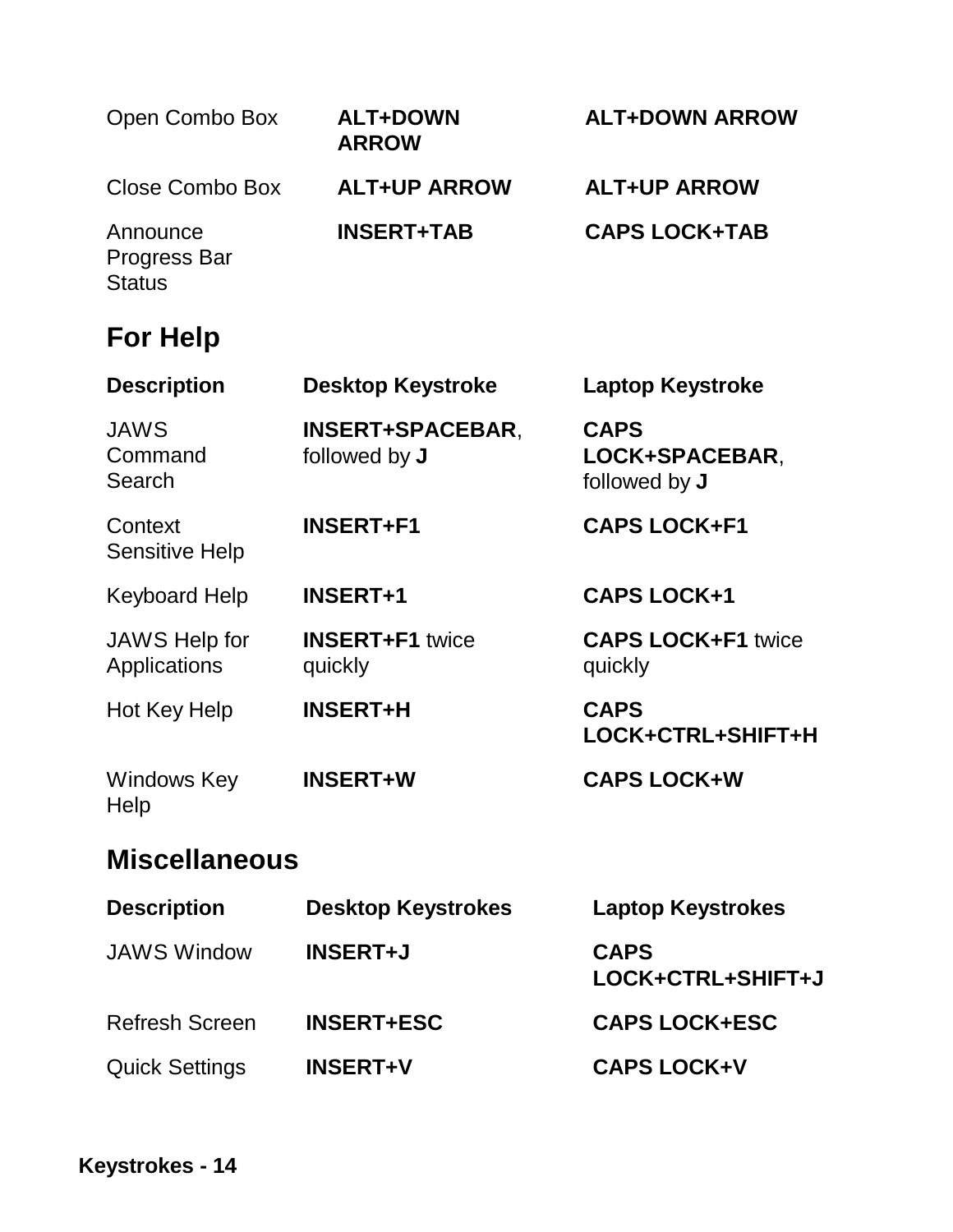| | | |
|---|---|---|
| Open Combo Box | **ALT+DOWN ARROW** | **ALT+DOWN ARROW** |
| Close Combo Box | **ALT+UP ARROW** | **ALT+UP ARROW** |
| Announce Progress Bar Status | **INSERT+TAB** | **CAPS LOCK+TAB** |

## For Help

| Description | Desktop Keystroke | Laptop Keystroke |
|---|---|---|
| JAWS Command Search | **INSERT+SPACEBAR**, followed by **J** | **CAPS LOCK+SPACEBAR**, followed by **J** |
| Context Sensitive Help | **INSERT+F1** | **CAPS LOCK+F1** |
| Keyboard Help | **INSERT+1** | **CAPS LOCK+1** |
| JAWS Help for Applications | **INSERT+F1** twice quickly | **CAPS LOCK+F1** twice quickly |
| Hot Key Help | **INSERT+H** | **CAPS LOCK+CTRL+SHIFT+H** |
| Windows Key Help | **INSERT+W** | **CAPS LOCK+W** |

## Miscellaneous

| Description | Desktop Keystrokes | Laptop Keystrokes |
|---|---|---|
| JAWS Window | **INSERT+J** | **CAPS LOCK+CTRL+SHIFT+J** |
| Refresh Screen | **INSERT+ESC** | **CAPS LOCK+ESC** |
| Quick Settings | **INSERT+V** | **CAPS LOCK+V** |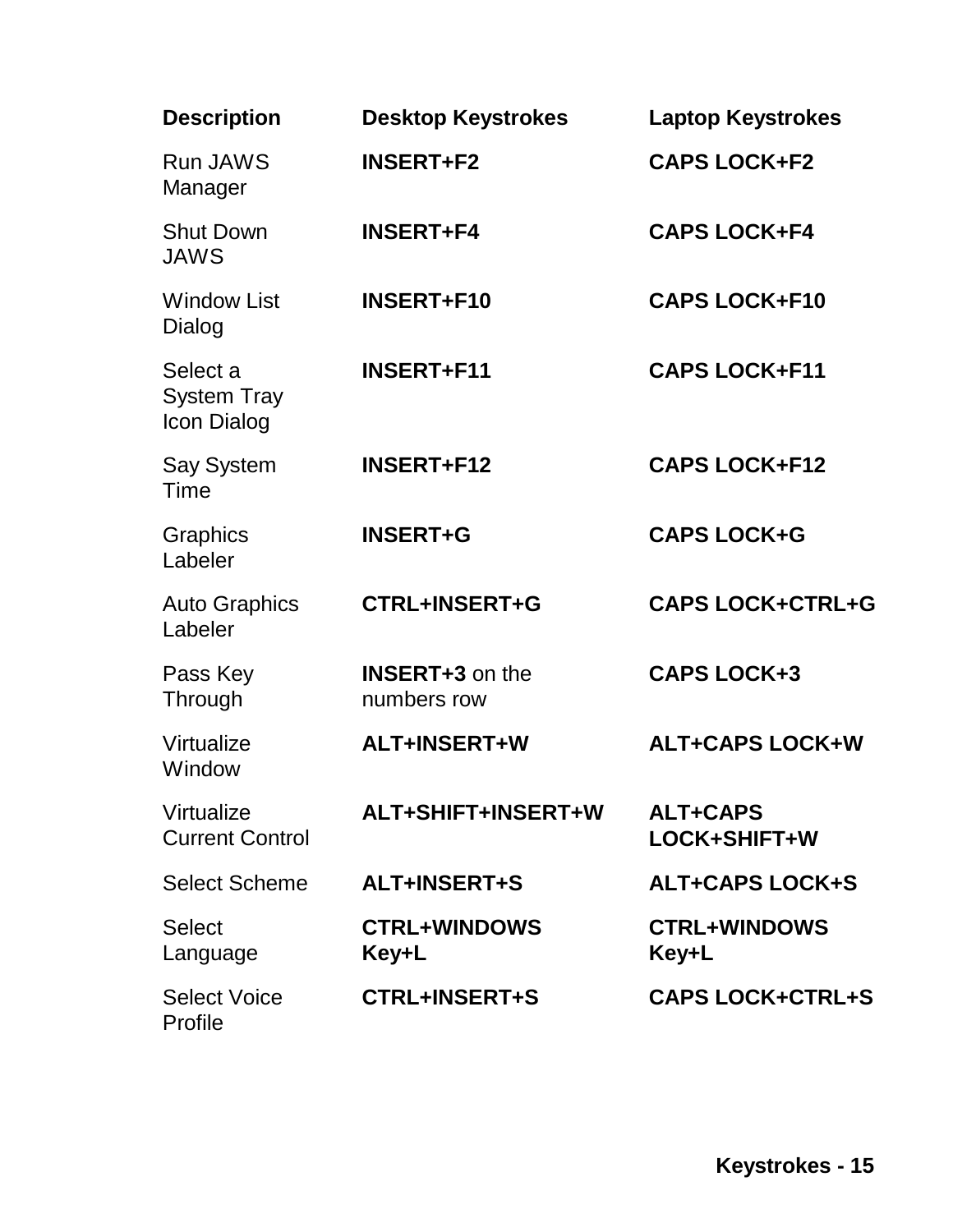| Description | Desktop Keystrokes | Laptop Keystrokes |
|---|---|---|
| Run JAWS Manager | **INSERT+F2** | **CAPS LOCK+F2** |
| Shut Down JAWS | **INSERT+F4** | **CAPS LOCK+F4** |
| Window List Dialog | **INSERT+F10** | **CAPS LOCK+F10** |
| Select a System Tray Icon Dialog | **INSERT+F11** | **CAPS LOCK+F11** |
| Say System Time | **INSERT+F12** | **CAPS LOCK+F12** |
| Graphics Labeler | **INSERT+G** | **CAPS LOCK+G** |
| Auto Graphics Labeler | **CTRL+INSERT+G** | **CAPS LOCK+CTRL+G** |
| Pass Key Through | **INSERT+3** on the numbers row | **CAPS LOCK+3** |
| Virtualize Window | **ALT+INSERT+W** | **ALT+CAPS LOCK+W** |
| Virtualize Current Control | **ALT+SHIFT+INSERT+W** | **ALT+CAPS LOCK+SHIFT+W** |
| Select Scheme | **ALT+INSERT+S** | **ALT+CAPS LOCK+S** |
| Select Language | **CTRL+WINDOWS Key+L** | **CTRL+WINDOWS Key+L** |
| Select Voice Profile | **CTRL+INSERT+S** | **CAPS LOCK+CTRL+S** |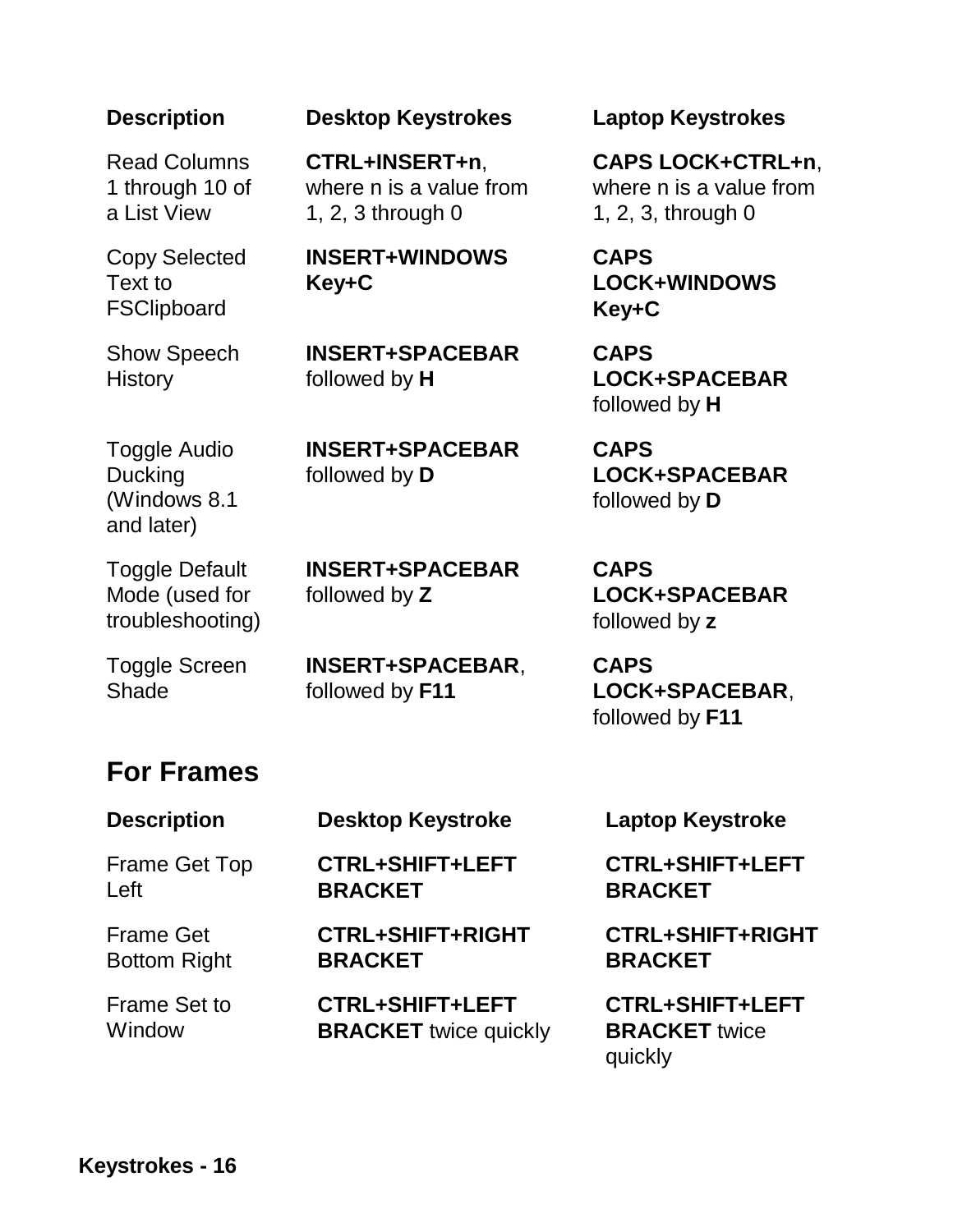| Description | Desktop Keystrokes | Laptop Keystrokes |
|---|---|---|
| Read Columns 1 through 10 of a List View | **CTRL+INSERT+n**, where n is a value from 1, 2, 3 through 0 | **CAPS LOCK+CTRL+n**, where n is a value from 1, 2, 3, through 0 |
| Copy Selected Text to FSClipboard | **INSERT+WINDOWS Key+C** | **CAPS LOCK+WINDOWS Key+C** |
| Show Speech History | **INSERT+SPACEBAR** followed by **H** | **CAPS LOCK+SPACEBAR** followed by **H** |
| Toggle Audio Ducking (Windows 8.1 and later) | **INSERT+SPACEBAR** followed by **D** | **CAPS LOCK+SPACEBAR** followed by **D** |
| Toggle Default Mode (used for troubleshooting) | **INSERT+SPACEBAR** followed by **Z** | **CAPS LOCK+SPACEBAR** followed by **z** |
| Toggle Screen Shade | **INSERT+SPACEBAR**, followed by **F11** | **CAPS LOCK+SPACEBAR**, followed by **F11** |

## For Frames

| Description | Desktop Keystroke | Laptop Keystroke |
|---|---|---|
| Frame Get Top Left | **CTRL+SHIFT+LEFT BRACKET** | **CTRL+SHIFT+LEFT BRACKET** |
| Frame Get Bottom Right | **CTRL+SHIFT+RIGHT BRACKET** | **CTRL+SHIFT+RIGHT BRACKET** |
| Frame Set to Window | **CTRL+SHIFT+LEFT BRACKET** twice quickly | **CTRL+SHIFT+LEFT BRACKET** twice quickly |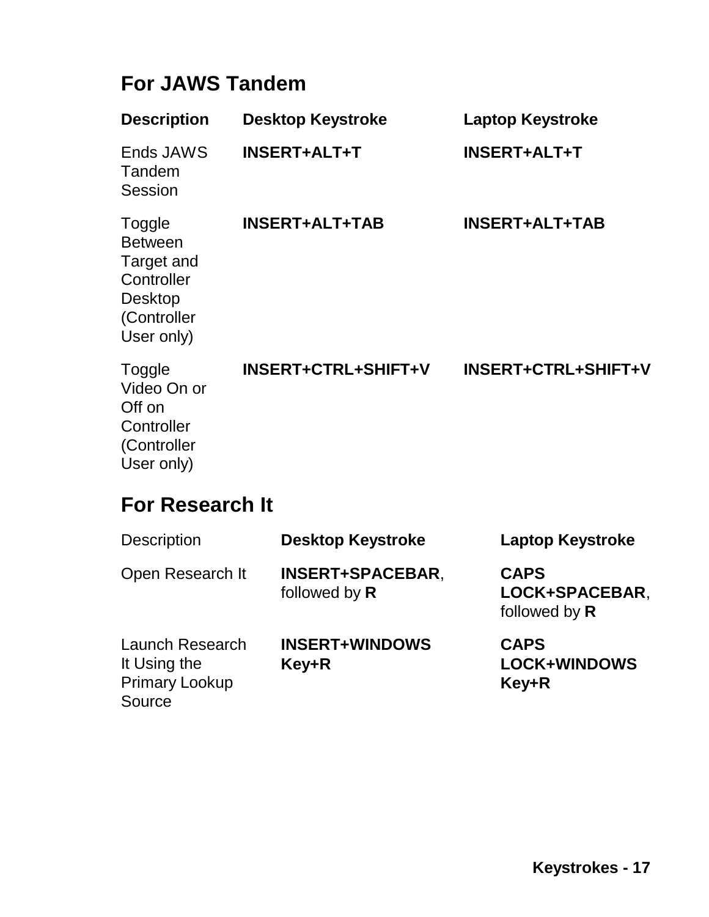## For JAWS Tandem

| Description | Desktop Keystroke | Laptop Keystroke |
| --- | --- | --- |
| Ends JAWS Tandem Session | **INSERT+ALT+T** | **INSERT+ALT+T** |
| Toggle Between Target and Controller Desktop (Controller User only) | **INSERT+ALT+TAB** | **INSERT+ALT+TAB** |
| Toggle Video On or Off on Controller (Controller User only) | **INSERT+CTRL+SHIFT+V** | **INSERT+CTRL+SHIFT+V** |

## For Research It

| Description | Desktop Keystroke | Laptop Keystroke |
| --- | --- | --- |
| Open Research It | **INSERT+SPACEBAR**, followed by **R** | **CAPS LOCK+SPACEBAR**, followed by **R** |
| Launch Research It Using the Primary Lookup Source | **INSERT+WINDOWS Key+R** | **CAPS LOCK+WINDOWS Key+R** |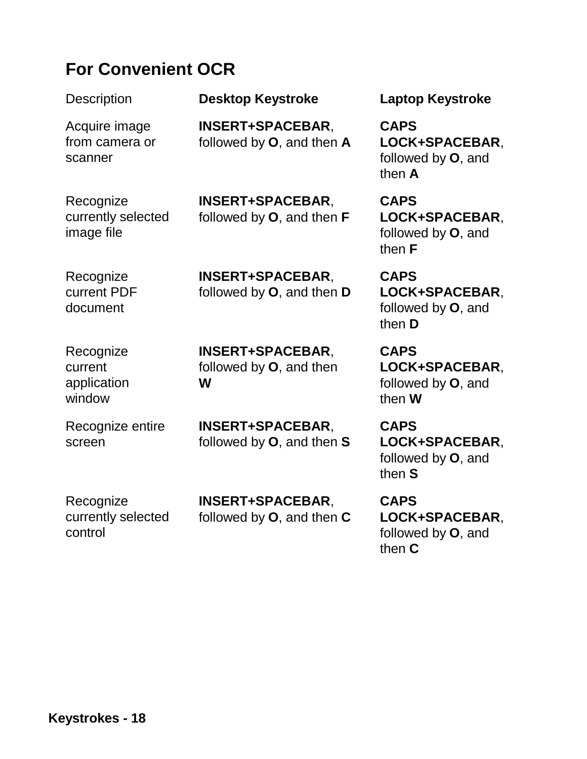## For Convenient OCR

| Description | Desktop Keystroke | Laptop Keystroke |
|---|---|---|
| Acquire image from camera or scanner | **INSERT+SPACEBAR**, followed by **O**, and then **A** | **CAPS LOCK+SPACEBAR**, followed by **O**, and then **A** |
| Recognize currently selected image file | **INSERT+SPACEBAR**, followed by **O**, and then **F** | **CAPS LOCK+SPACEBAR**, followed by **O**, and then **F** |
| Recognize current PDF document | **INSERT+SPACEBAR**, followed by **O**, and then **D** | **CAPS LOCK+SPACEBAR**, followed by **O**, and then **D** |
| Recognize current application window | **INSERT+SPACEBAR**, followed by **O**, and then **W** | **CAPS LOCK+SPACEBAR**, followed by **O**, and then **W** |
| Recognize entire screen | **INSERT+SPACEBAR**, followed by **O**, and then **S** | **CAPS LOCK+SPACEBAR**, followed by **O**, and then **S** |
| Recognize currently selected control | **INSERT+SPACEBAR**, followed by **O**, and then **C** | **CAPS LOCK+SPACEBAR**, followed by **O**, and then **C** |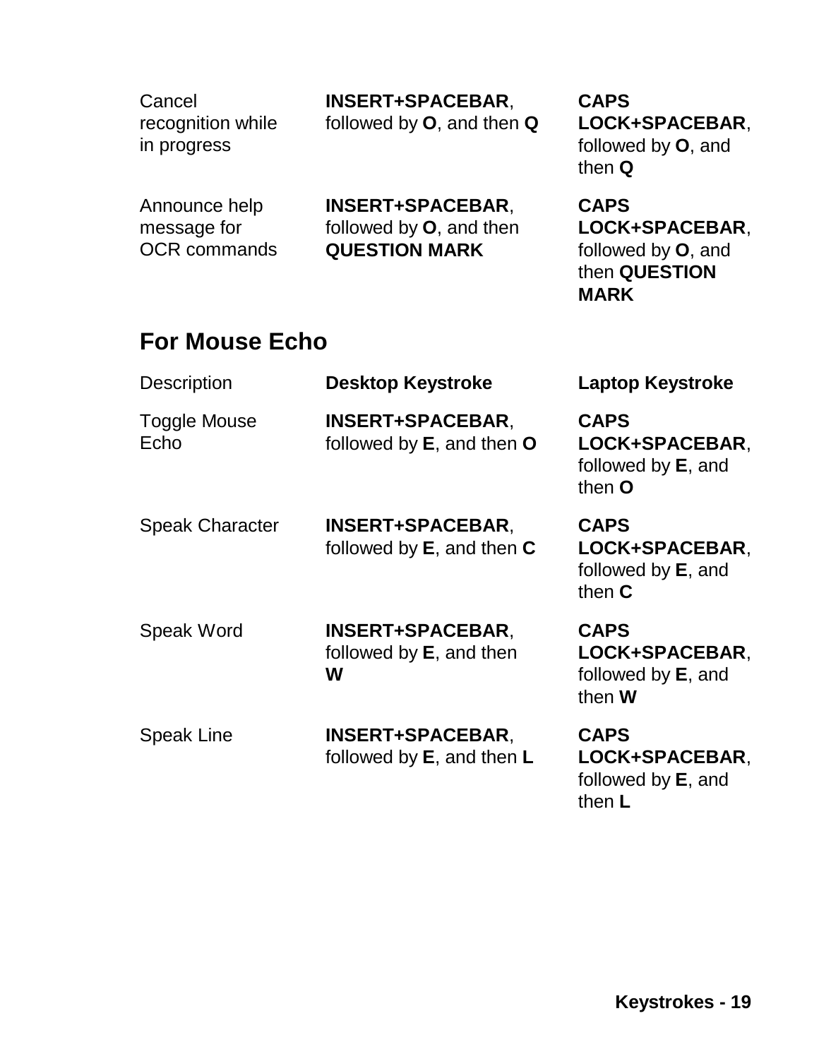| | | |
|---|---|---|
| Cancel recognition while in progress | **INSERT+SPACEBAR**, followed by **O**, and then **Q** | **CAPS LOCK+SPACEBAR**, followed by **O**, and then **Q** |
| Announce help message for OCR commands | **INSERT+SPACEBAR**, followed by **O**, and then **QUESTION MARK** | **CAPS LOCK+SPACEBAR**, followed by **O**, and then **QUESTION MARK** |

## For Mouse Echo

| Description | Desktop Keystroke | Laptop Keystroke |
|---|---|---|
| Toggle Mouse Echo | **INSERT+SPACEBAR**, followed by **E**, and then **O** | **CAPS LOCK+SPACEBAR**, followed by **E**, and then **O** |
| Speak Character | **INSERT+SPACEBAR**, followed by **E**, and then **C** | **CAPS LOCK+SPACEBAR**, followed by **E**, and then **C** |
| Speak Word | **INSERT+SPACEBAR**, followed by **E**, and then **W** | **CAPS LOCK+SPACEBAR**, followed by **E**, and then **W** |
| Speak Line | **INSERT+SPACEBAR**, followed by **E**, and then **L** | **CAPS LOCK+SPACEBAR**, followed by **E**, and then **L** |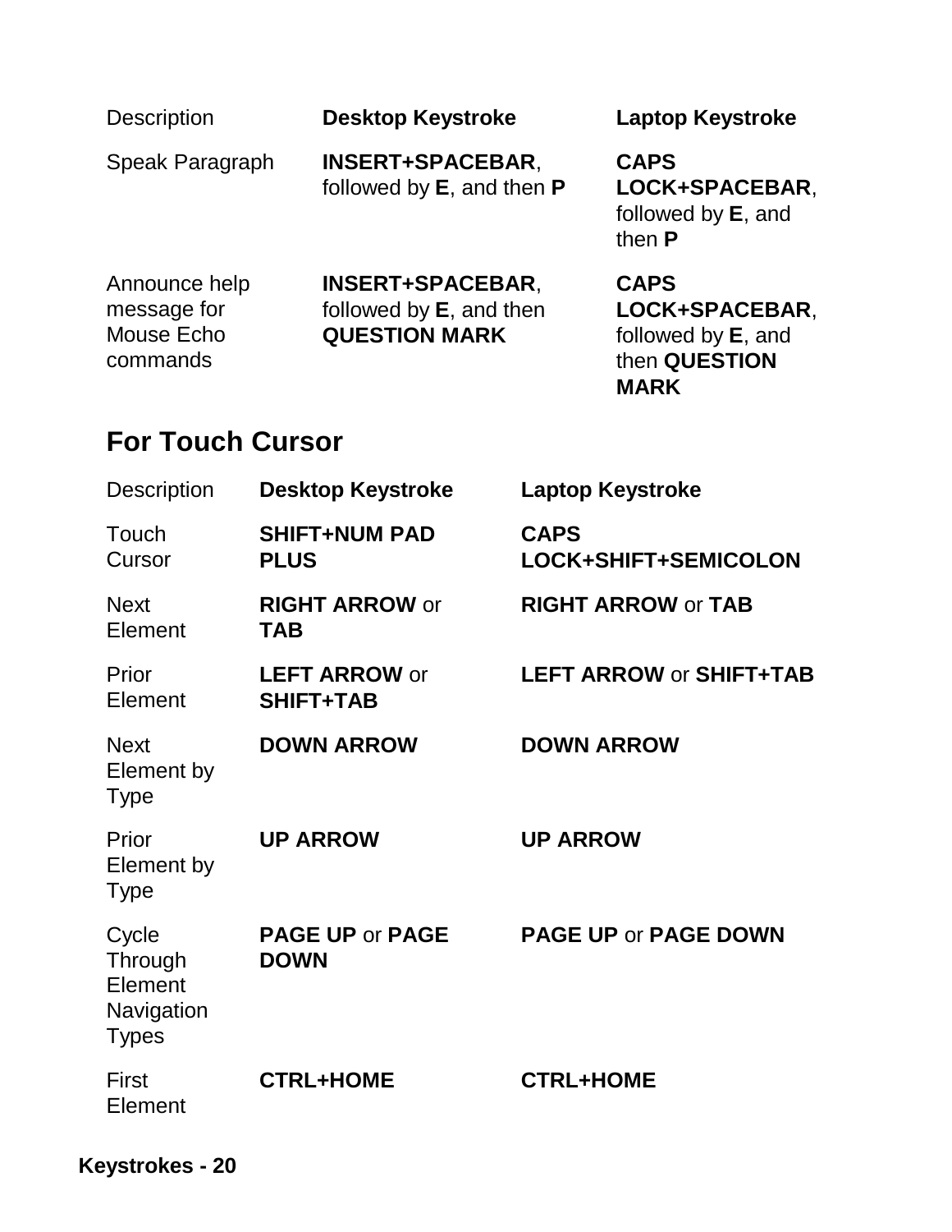| Description | Desktop Keystroke | Laptop Keystroke |
| --- | --- | --- |
| Speak Paragraph | **INSERT+SPACEBAR**, followed by **E**, and then **P** | **CAPS LOCK+SPACEBAR**, followed by **E**, and then **P** |
| Announce help message for Mouse Echo commands | **INSERT+SPACEBAR**, followed by **E**, and then **QUESTION MARK** | **CAPS LOCK+SPACEBAR**, followed by **E**, and then **QUESTION MARK** |

## For Touch Cursor

| Description | Desktop Keystroke | Laptop Keystroke |
| --- | --- | --- |
| Touch Cursor | **SHIFT+NUM PAD PLUS** | **CAPS LOCK+SHIFT+SEMICOLON** |
| Next Element | **RIGHT ARROW** or **TAB** | **RIGHT ARROW** or **TAB** |
| Prior Element | **LEFT ARROW** or **SHIFT+TAB** | **LEFT ARROW** or **SHIFT+TAB** |
| Next Element by Type | **DOWN ARROW** | **DOWN ARROW** |
| Prior Element by Type | **UP ARROW** | **UP ARROW** |
| Cycle Through Element Navigation Types | **PAGE UP** or **PAGE DOWN** | **PAGE UP** or **PAGE DOWN** |
| First Element | **CTRL+HOME** | **CTRL+HOME** |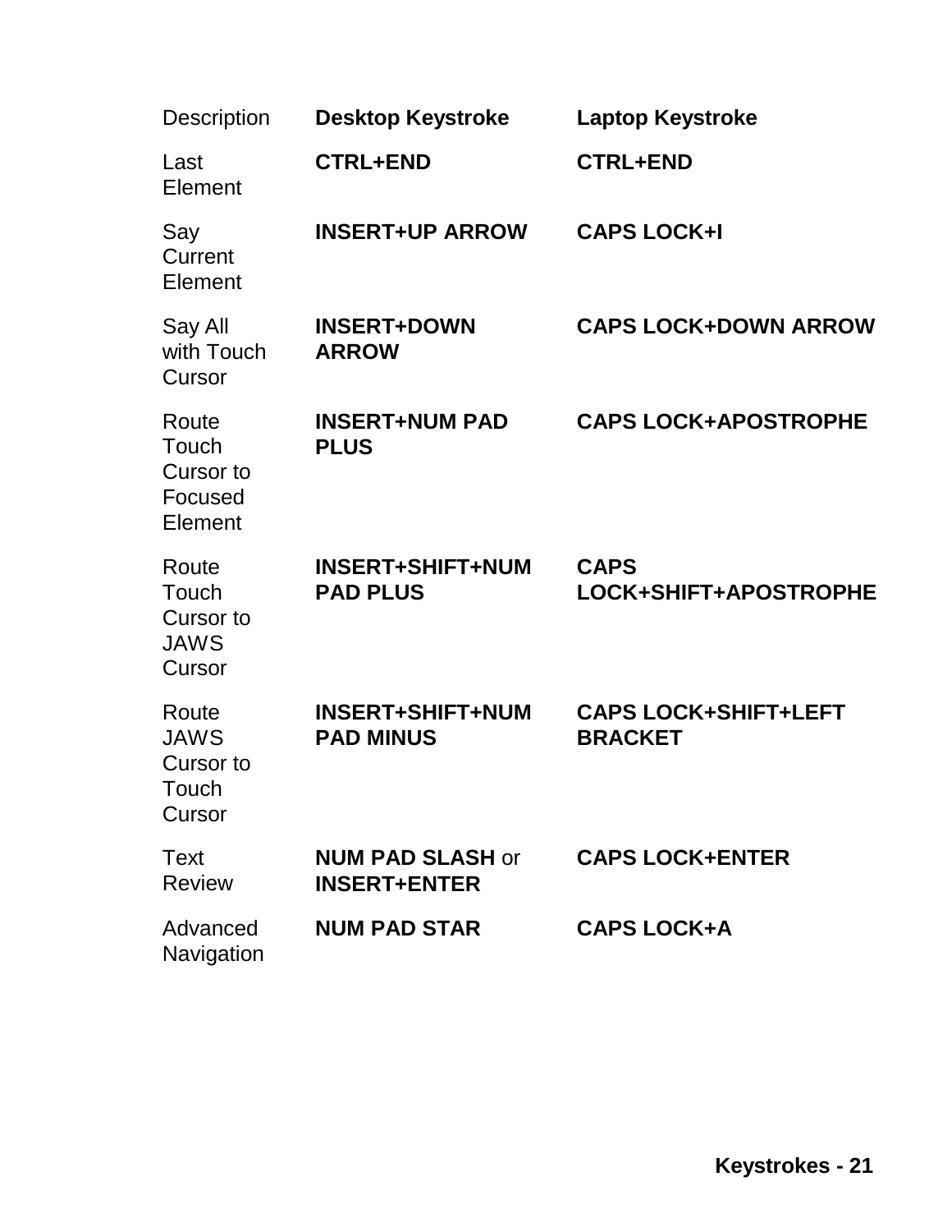| Description | **Desktop Keystroke** | **Laptop Keystroke** |
| --- | --- | --- |
| Last Element | **CTRL+END** | **CTRL+END** |
| Say Current Element | **INSERT+UP ARROW** | **CAPS LOCK+I** |
| Say All with Touch Cursor | **INSERT+DOWN ARROW** | **CAPS LOCK+DOWN ARROW** |
| Route Touch Cursor to Focused Element | **INSERT+NUM PAD PLUS** | **CAPS LOCK+APOSTROPHE** |
| Route Touch Cursor to JAWS Cursor | **INSERT+SHIFT+NUM PAD PLUS** | **CAPS LOCK+SHIFT+APOSTROPHE** |
| Route JAWS Cursor to Touch Cursor | **INSERT+SHIFT+NUM PAD MINUS** | **CAPS LOCK+SHIFT+LEFT BRACKET** |
| Text Review | **NUM PAD SLASH** or **INSERT+ENTER** | **CAPS LOCK+ENTER** |
| Advanced Navigation | **NUM PAD STAR** | **CAPS LOCK+A** |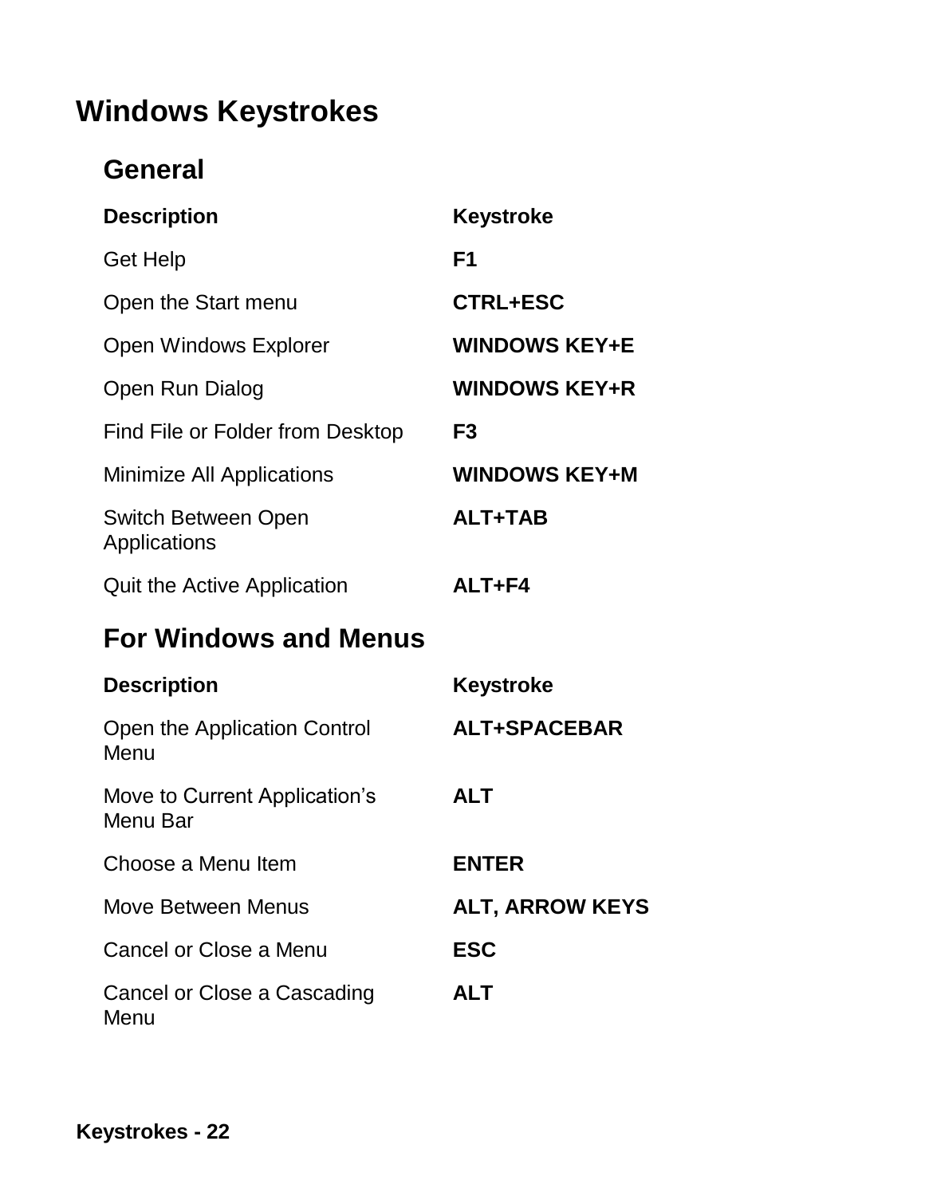# Windows Keystrokes

## General

| Description | Keystroke |
|---|---|
| Get Help | **F1** |
| Open the Start menu | **CTRL+ESC** |
| Open Windows Explorer | **WINDOWS KEY+E** |
| Open Run Dialog | **WINDOWS KEY+R** |
| Find File or Folder from Desktop | **F3** |
| Minimize All Applications | **WINDOWS KEY+M** |
| Switch Between Open Applications | **ALT+TAB** |
| Quit the Active Application | **ALT+F4** |

## For Windows and Menus

| Description | Keystroke |
|---|---|
| Open the Application Control Menu | **ALT+SPACEBAR** |
| Move to Current Application’s Menu Bar | **ALT** |
| Choose a Menu Item | **ENTER** |
| Move Between Menus | **ALT, ARROW KEYS** |
| Cancel or Close a Menu | **ESC** |
| Cancel or Close a Cascading Menu | **ALT** |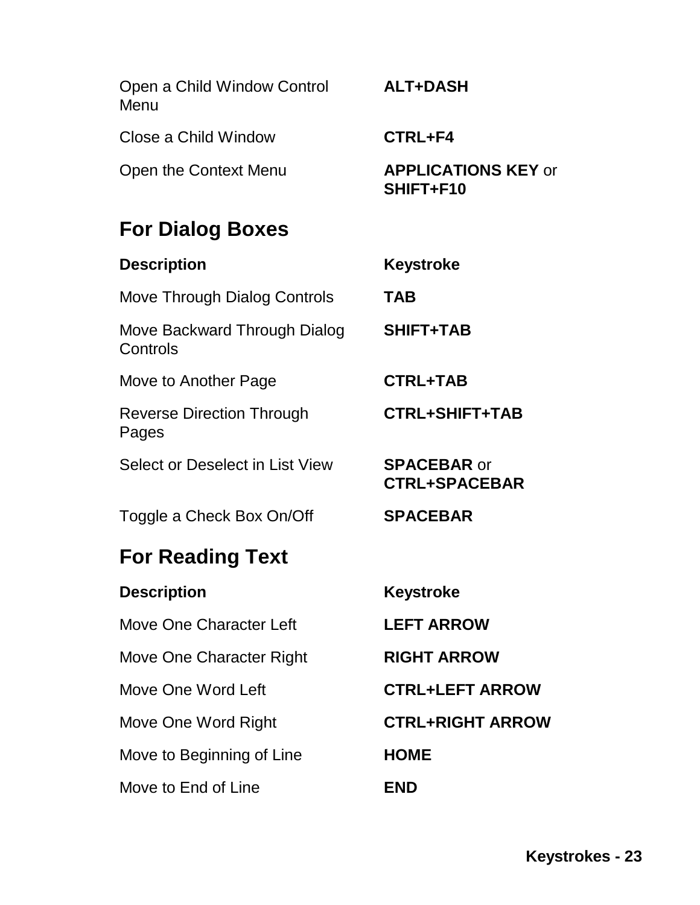| | |
|---|---|
| Open a Child Window Control Menu | **ALT+DASH** |
| Close a Child Window | **CTRL+F4** |
| Open the Context Menu | **APPLICATIONS KEY** or **SHIFT+F10** |

## For Dialog Boxes

| **Description** | **Keystroke** |
|---|---|
| Move Through Dialog Controls | **TAB** |
| Move Backward Through Dialog Controls | **SHIFT+TAB** |
| Move to Another Page | **CTRL+TAB** |
| Reverse Direction Through Pages | **CTRL+SHIFT+TAB** |
| Select or Deselect in List View | **SPACEBAR** or **CTRL+SPACEBAR** |
| Toggle a Check Box On/Off | **SPACEBAR** |

## For Reading Text

| **Description** | **Keystroke** |
|---|---|
| Move One Character Left | **LEFT ARROW** |
| Move One Character Right | **RIGHT ARROW** |
| Move One Word Left | **CTRL+LEFT ARROW** |
| Move One Word Right | **CTRL+RIGHT ARROW** |
| Move to Beginning of Line | **HOME** |
| Move to End of Line | **END** |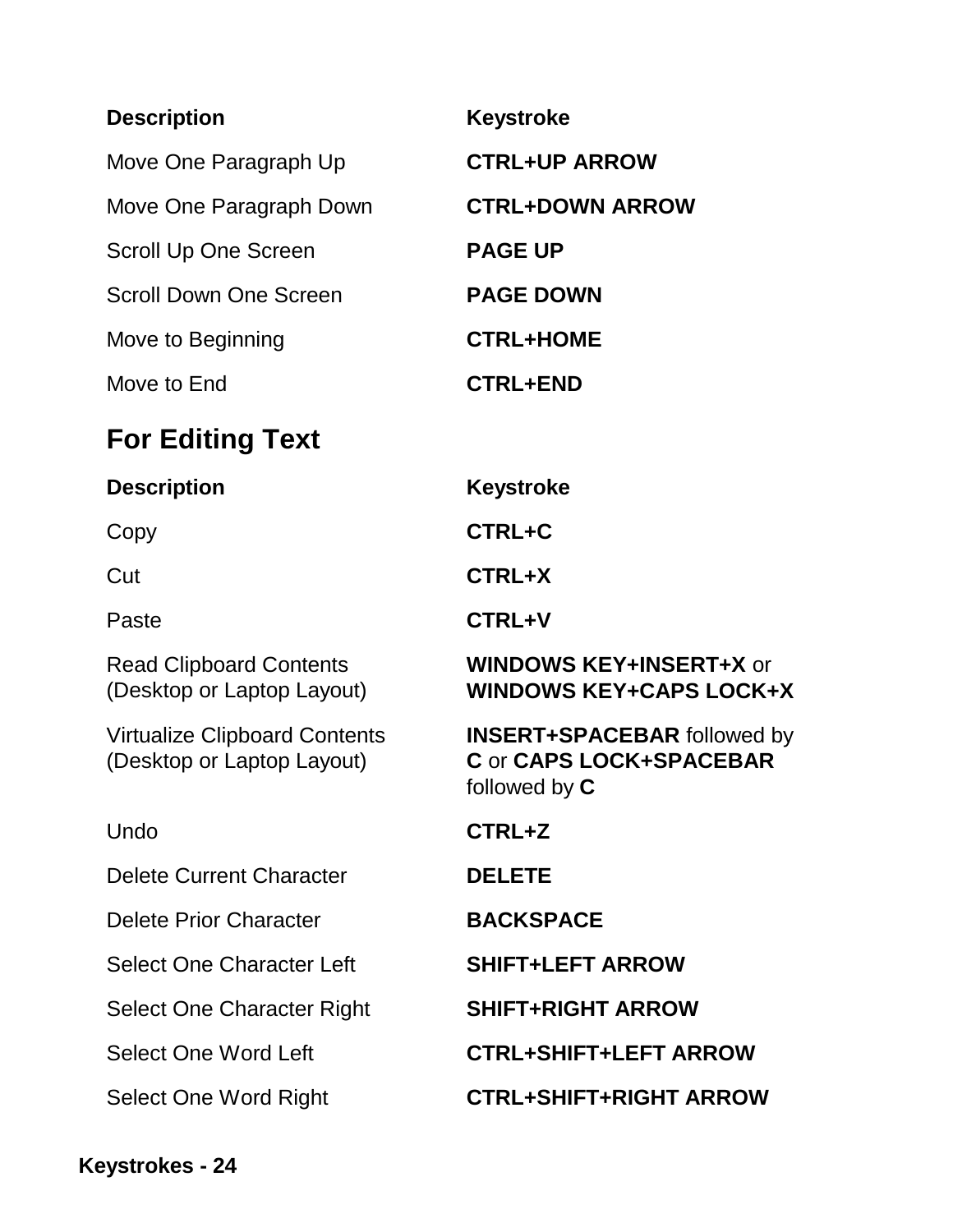| Description | Keystroke |
| --- | --- |
| Move One Paragraph Up | **CTRL+UP ARROW** |
| Move One Paragraph Down | **CTRL+DOWN ARROW** |
| Scroll Up One Screen | **PAGE UP** |
| Scroll Down One Screen | **PAGE DOWN** |
| Move to Beginning | **CTRL+HOME** |
| Move to End | **CTRL+END** |

## For Editing Text

| Description | Keystroke |
| --- | --- |
| Copy | **CTRL+C** |
| Cut | **CTRL+X** |
| Paste | **CTRL+V** |
| Read Clipboard Contents (Desktop or Laptop Layout) | **WINDOWS KEY+INSERT+X** or **WINDOWS KEY+CAPS LOCK+X** |
| Virtualize Clipboard Contents (Desktop or Laptop Layout) | **INSERT+SPACEBAR** followed by **C** or **CAPS LOCK+SPACEBAR** followed by **C** |
| Undo | **CTRL+Z** |
| Delete Current Character | **DELETE** |
| Delete Prior Character | **BACKSPACE** |
| Select One Character Left | **SHIFT+LEFT ARROW** |
| Select One Character Right | **SHIFT+RIGHT ARROW** |
| Select One Word Left | **CTRL+SHIFT+LEFT ARROW** |
| Select One Word Right | **CTRL+SHIFT+RIGHT ARROW** |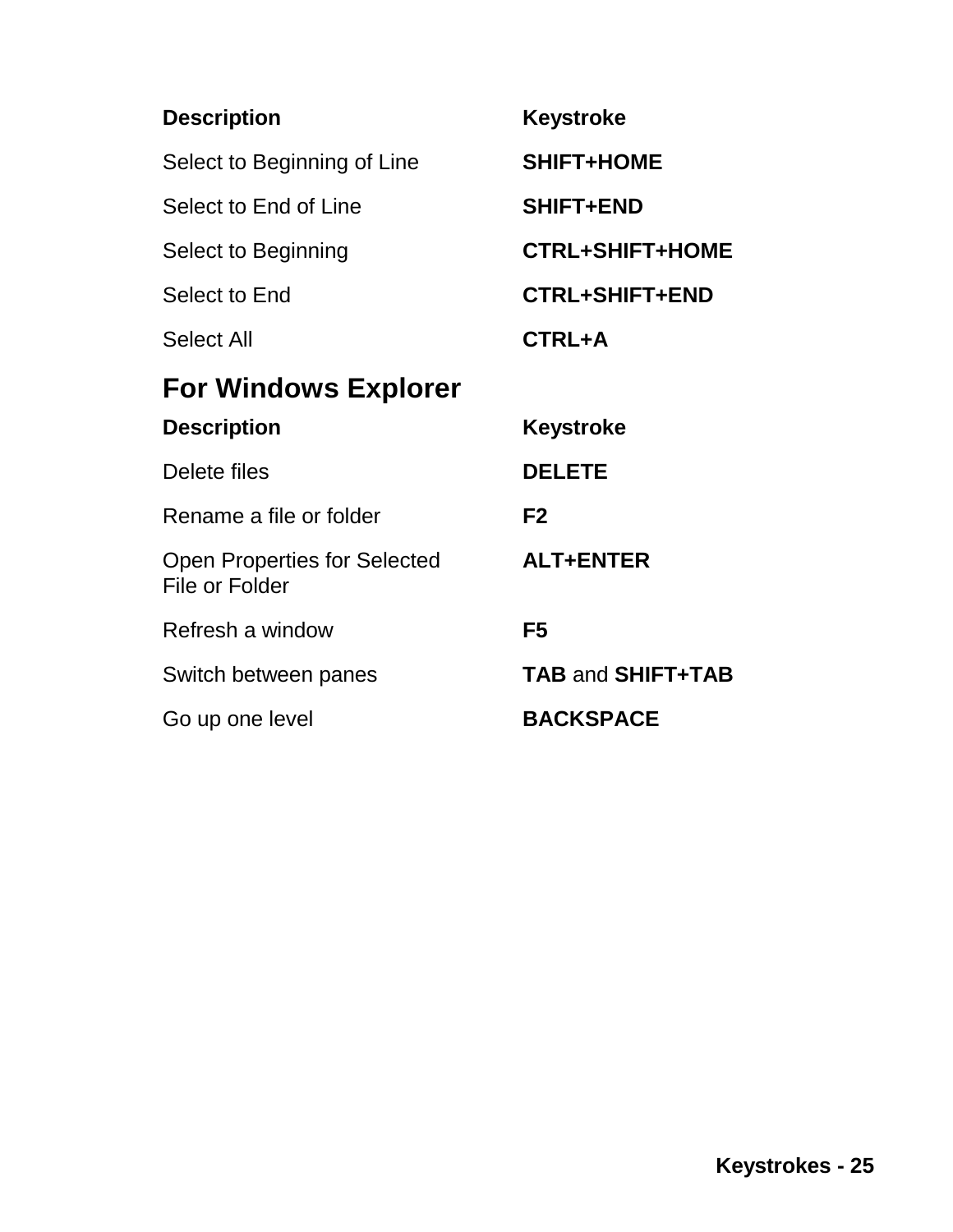| Description | Keystroke |
| --- | --- |
| Select to Beginning of Line | **SHIFT+HOME** |
| Select to End of Line | **SHIFT+END** |
| Select to Beginning | **CTRL+SHIFT+HOME** |
| Select to End | **CTRL+SHIFT+END** |
| Select All | **CTRL+A** |

## For Windows Explorer

| Description | Keystroke |
| --- | --- |
| Delete files | **DELETE** |
| Rename a file or folder | **F2** |
| Open Properties for Selected File or Folder | **ALT+ENTER** |
| Refresh a window | **F5** |
| Switch between panes | **TAB** and **SHIFT+TAB** |
| Go up one level | **BACKSPACE** |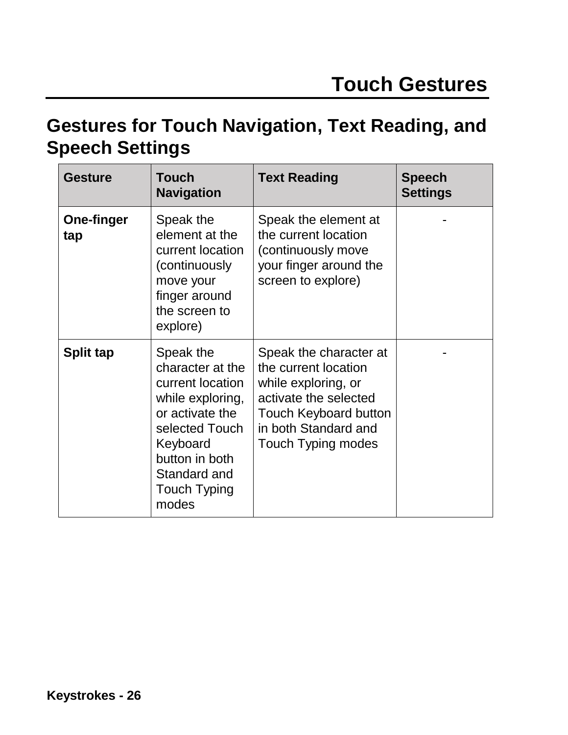# Touch Gestures

## Gestures for Touch Navigation, Text Reading, and Speech Settings

| Gesture | Touch Navigation | Text Reading | Speech Settings |
|---|---|---|---|
| **One-finger tap** | Speak the element at the current location (continuously move your finger around the screen to explore) | Speak the element at the current location (continuously move your finger around the screen to explore) | - |
| **Split tap** | Speak the character at the current location while exploring, or activate the selected Touch Keyboard button in both Standard and Touch Typing modes | Speak the character at the current location while exploring, or activate the selected Touch Keyboard button in both Standard and Touch Typing modes | - |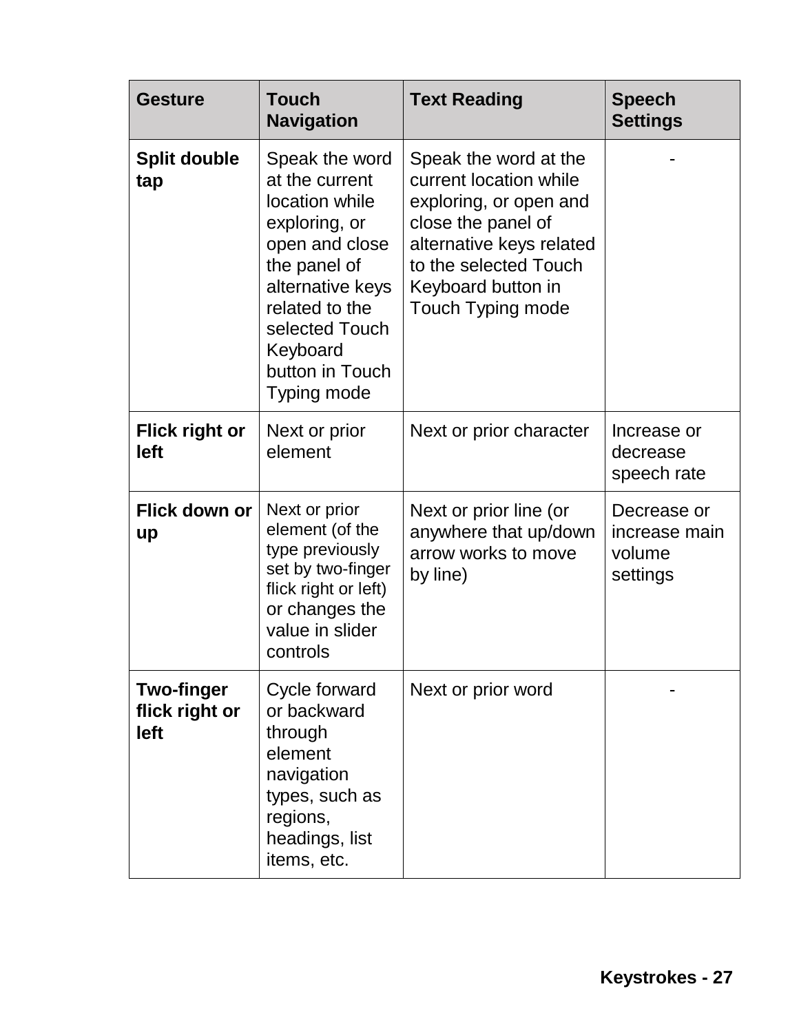| Gesture | Touch Navigation | Text Reading | Speech Settings |
| --- | --- | --- | --- |
| **Split double tap** | Speak the word at the current location while exploring, or open and close the panel of alternative keys related to the selected Touch Keyboard button in Touch Typing mode | Speak the word at the current location while exploring, or open and close the panel of alternative keys related to the selected Touch Keyboard button in Touch Typing mode | - |
| **Flick right or left** | Next or prior element | Next or prior character | Increase or decrease speech rate |
| **Flick down or up** | Next or prior element (of the type previously set by two-finger flick right or left) or changes the value in slider controls | Next or prior line (or anywhere that up/down arrow works to move by line) | Decrease or increase main volume settings |
| **Two-finger flick right or left** | Cycle forward or backward through element navigation types, such as regions, headings, list items, etc. | Next or prior word | - |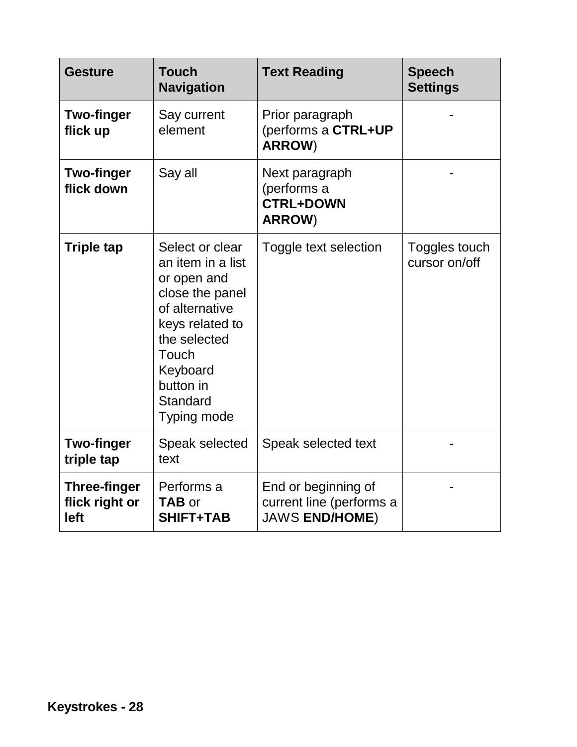| Gesture | Touch Navigation | Text Reading | Speech Settings |
|---|---|---|---|
| **Two-finger flick up** | Say current element | Prior paragraph (performs a **CTRL+UP ARROW**) | - |
| **Two-finger flick down** | Say all | Next paragraph (performs a **CTRL+DOWN ARROW**) | - |
| **Triple tap** | Select or clear an item in a list or open and close the panel of alternative keys related to the selected Touch Keyboard button in Standard Typing mode | Toggle text selection | Toggles touch cursor on/off |
| **Two-finger triple tap** | Speak selected text | Speak selected text | - |
| **Three-finger flick right or left** | Performs a **TAB** or **SHIFT+TAB** | End or beginning of current line (performs a JAWS **END/HOME**) | - |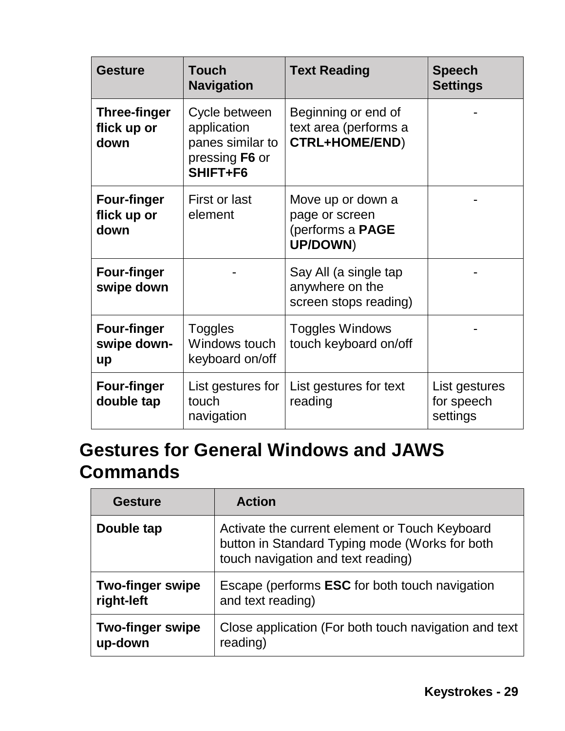| Gesture | Touch Navigation | Text Reading | Speech Settings |
| --- | --- | --- | --- |
| **Three-finger flick up or down** | Cycle between application panes similar to pressing **F6** or **SHIFT+F6** | Beginning or end of text area (performs a **CTRL+HOME/END**) | - |
| **Four-finger flick up or down** | First or last element | Move up or down a page or screen (performs a **PAGE UP/DOWN**) | - |
| **Four-finger swipe down** | - | Say All (a single tap anywhere on the screen stops reading) | - |
| **Four-finger swipe down-up** | Toggles Windows touch keyboard on/off | Toggles Windows touch keyboard on/off | - |
| **Four-finger double tap** | List gestures for touch navigation | List gestures for text reading | List gestures for speech settings |

## Gestures for General Windows and JAWS Commands

| Gesture | Action |
| --- | --- |
| **Double tap** | Activate the current element or Touch Keyboard button in Standard Typing mode (Works for both touch navigation and text reading) |
| **Two-finger swipe right-left** | Escape (performs **ESC** for both touch navigation and text reading) |
| **Two-finger swipe up-down** | Close application (For both touch navigation and text reading) |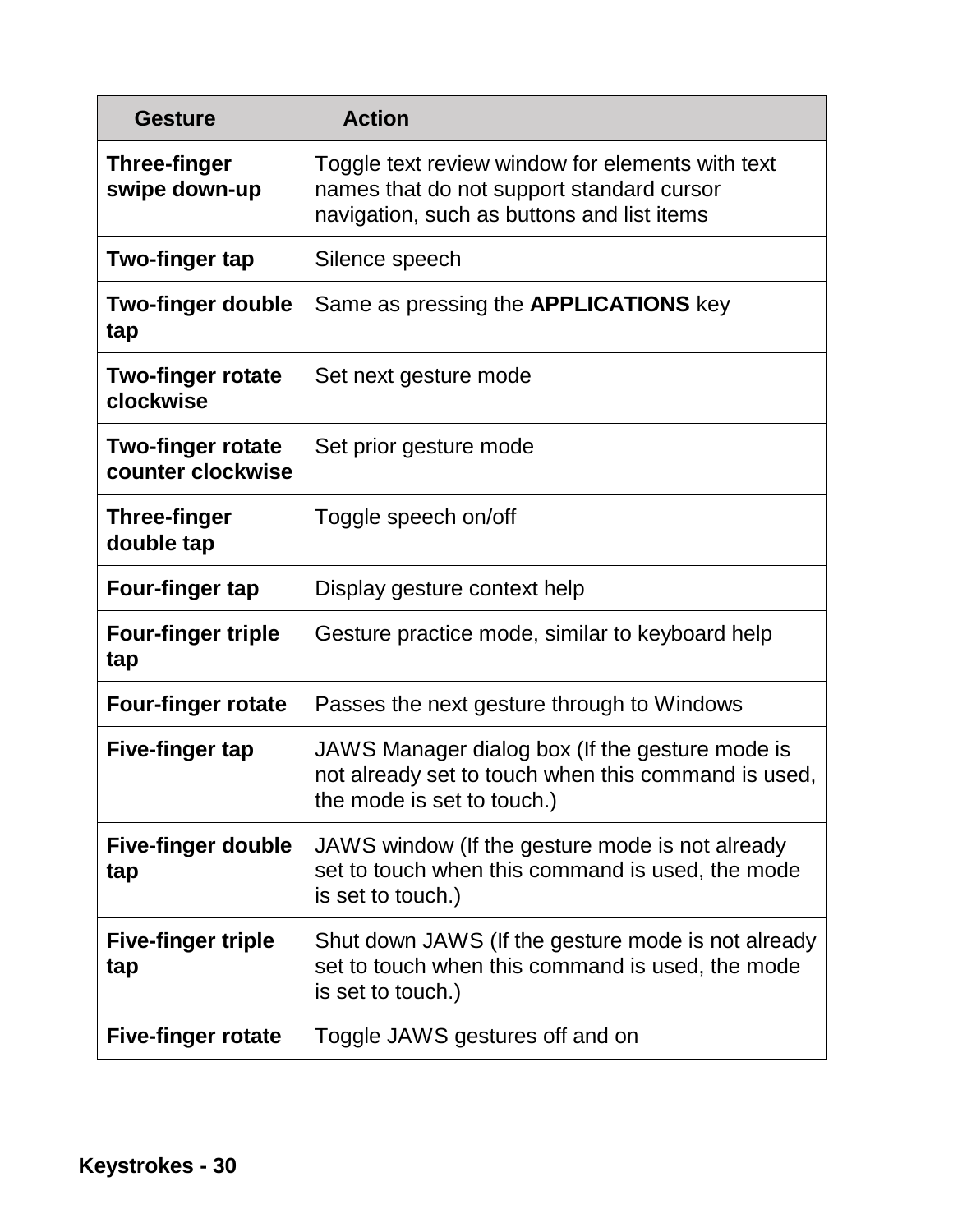| Gesture | Action |
|---|---|
| **Three-finger swipe down-up** | Toggle text review window for elements with text names that do not support standard cursor navigation, such as buttons and list items |
| **Two-finger tap** | Silence speech |
| **Two-finger double tap** | Same as pressing the **APPLICATIONS** key |
| **Two-finger rotate clockwise** | Set next gesture mode |
| **Two-finger rotate counter clockwise** | Set prior gesture mode |
| **Three-finger double tap** | Toggle speech on/off |
| **Four-finger tap** | Display gesture context help |
| **Four-finger triple tap** | Gesture practice mode, similar to keyboard help |
| **Four-finger rotate** | Passes the next gesture through to Windows |
| **Five-finger tap** | JAWS Manager dialog box (If the gesture mode is not already set to touch when this command is used, the mode is set to touch.) |
| **Five-finger double tap** | JAWS window (If the gesture mode is not already set to touch when this command is used, the mode is set to touch.) |
| **Five-finger triple tap** | Shut down JAWS (If the gesture mode is not already set to touch when this command is used, the mode is set to touch.) |
| **Five-finger rotate** | Toggle JAWS gestures off and on |